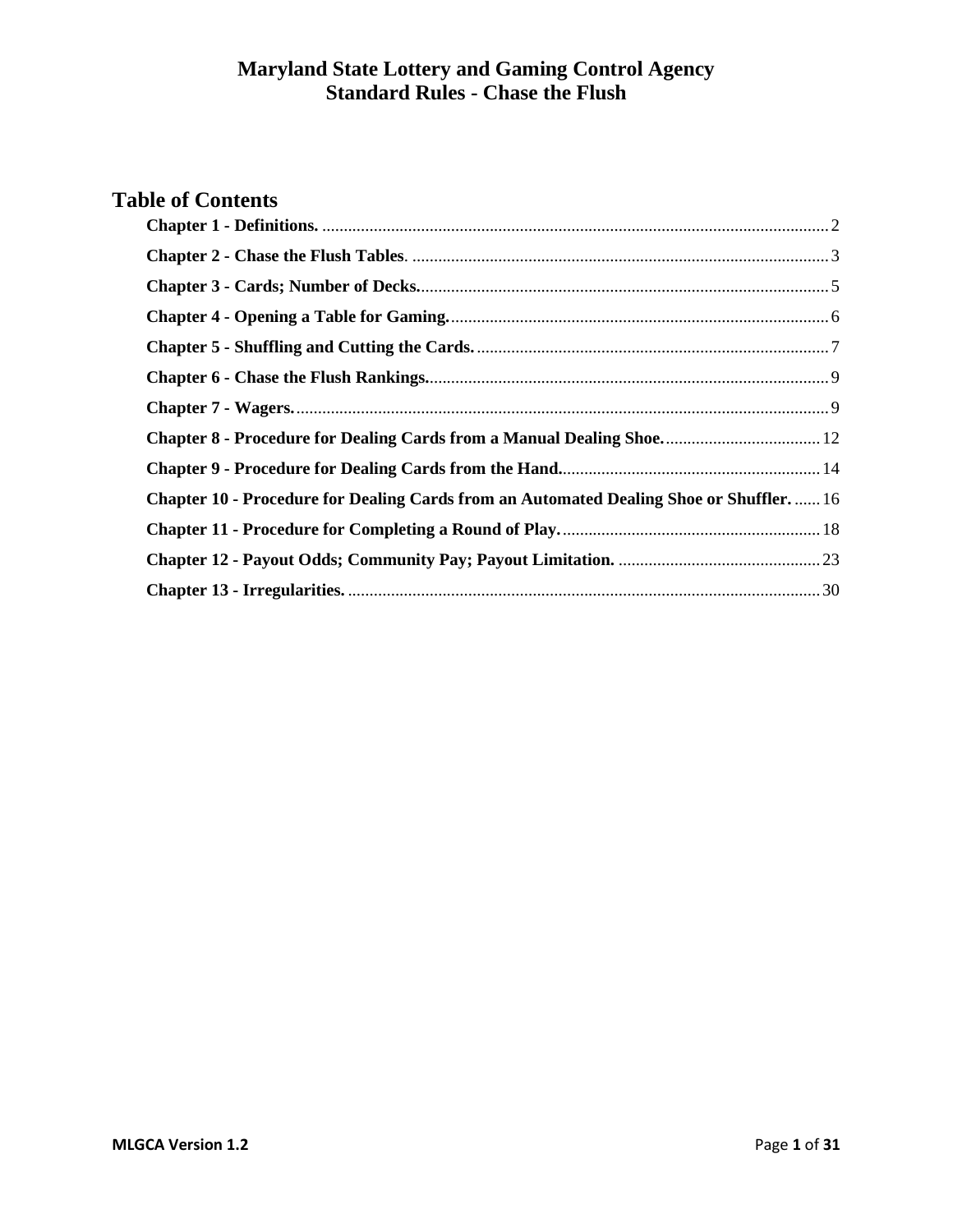# Maryland State Lottery and Gaming Control Agency
# Standard Rules - Chase the Flush

## Table of Contents

**Chapter 1 - Definitions.** ........ 2

**Chapter 2 - Chase the Flush Tables**. ........ 3

**Chapter 3 - Cards; Number of Decks.** ........ 5

**Chapter 4 - Opening a Table for Gaming.** ........ 6

**Chapter 5 - Shuffling and Cutting the Cards.** ........ 7

**Chapter 6 - Chase the Flush Rankings.** ........ 9

**Chapter 7 - Wagers.** ........ 9

**Chapter 8 - Procedure for Dealing Cards from a Manual Dealing Shoe.** ........ 12

**Chapter 9 - Procedure for Dealing Cards from the Hand.** ........ 14

**Chapter 10 - Procedure for Dealing Cards from an Automated Dealing Shoe or Shuffler.** ........ 16

**Chapter 11 - Procedure for Completing a Round of Play.** ........ 18

**Chapter 12 - Payout Odds; Community Pay; Payout Limitation.** ........ 23

**Chapter 13 - Irregularities.** ........ 30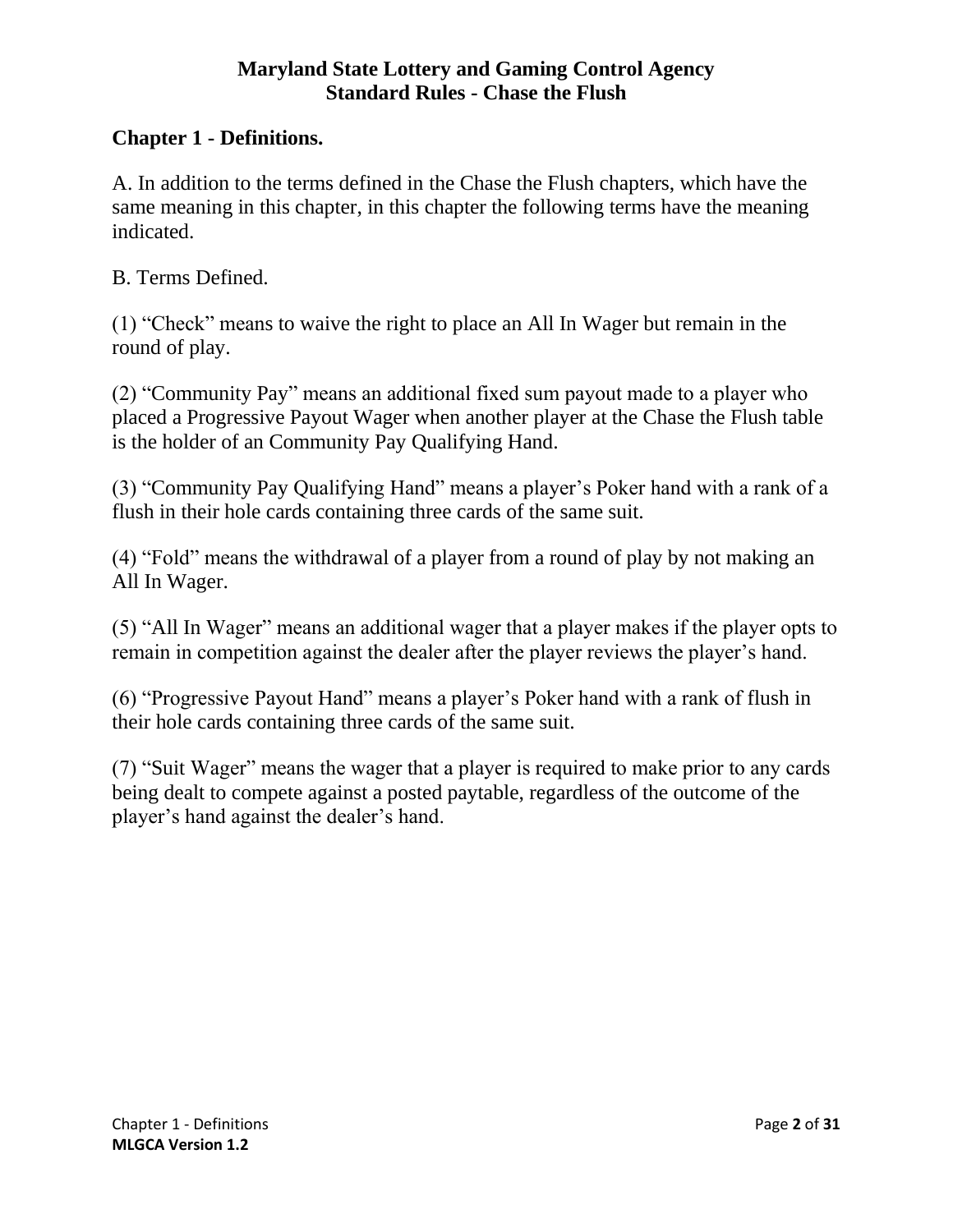**Maryland State Lottery and Gaming Control Agency**
**Standard Rules - Chase the Flush**

## Chapter 1 - Definitions.

A. In addition to the terms defined in the Chase the Flush chapters, which have the same meaning in this chapter, in this chapter the following terms have the meaning indicated.

B. Terms Defined.

(1) "Check" means to waive the right to place an All In Wager but remain in the round of play.

(2) "Community Pay" means an additional fixed sum payout made to a player who placed a Progressive Payout Wager when another player at the Chase the Flush table is the holder of an Community Pay Qualifying Hand.

(3) "Community Pay Qualifying Hand" means a player's Poker hand with a rank of a flush in their hole cards containing three cards of the same suit.

(4) "Fold" means the withdrawal of a player from a round of play by not making an All In Wager.

(5) "All In Wager" means an additional wager that a player makes if the player opts to remain in competition against the dealer after the player reviews the player's hand.

(6) "Progressive Payout Hand" means a player's Poker hand with a rank of flush in their hole cards containing three cards of the same suit.

(7) "Suit Wager" means the wager that a player is required to make prior to any cards being dealt to compete against a posted paytable, regardless of the outcome of the player's hand against the dealer's hand.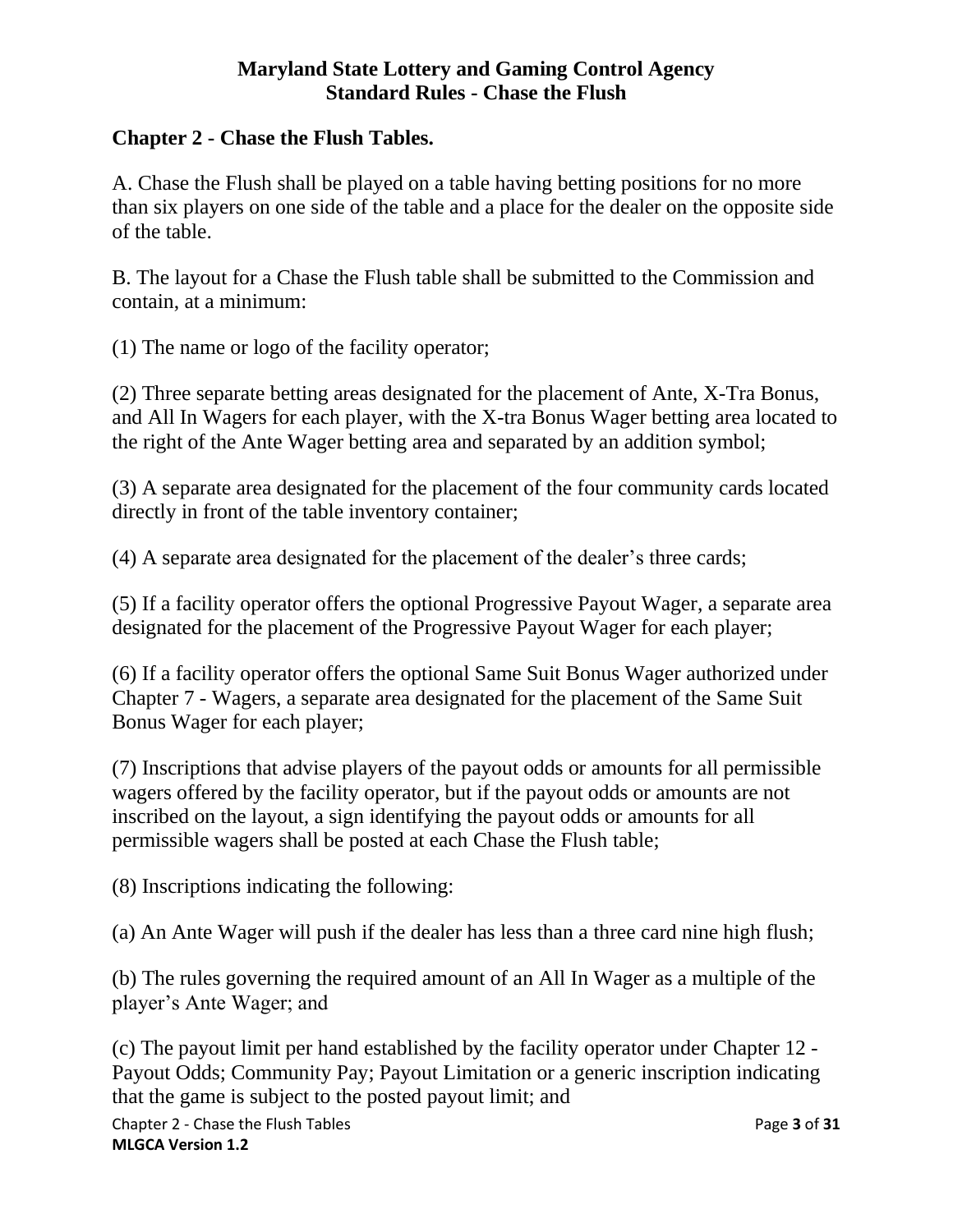**Maryland State Lottery and Gaming Control Agency**
**Standard Rules - Chase the Flush**

## Chapter 2 - Chase the Flush Tables.

A. Chase the Flush shall be played on a table having betting positions for no more than six players on one side of the table and a place for the dealer on the opposite side of the table.

B. The layout for a Chase the Flush table shall be submitted to the Commission and contain, at a minimum:

(1) The name or logo of the facility operator;

(2) Three separate betting areas designated for the placement of Ante, X-Tra Bonus, and All In Wagers for each player, with the X-tra Bonus Wager betting area located to the right of the Ante Wager betting area and separated by an addition symbol;

(3) A separate area designated for the placement of the four community cards located directly in front of the table inventory container;

(4) A separate area designated for the placement of the dealer's three cards;

(5) If a facility operator offers the optional Progressive Payout Wager, a separate area designated for the placement of the Progressive Payout Wager for each player;

(6) If a facility operator offers the optional Same Suit Bonus Wager authorized under Chapter 7 - Wagers, a separate area designated for the placement of the Same Suit Bonus Wager for each player;

(7) Inscriptions that advise players of the payout odds or amounts for all permissible wagers offered by the facility operator, but if the payout odds or amounts are not inscribed on the layout, a sign identifying the payout odds or amounts for all permissible wagers shall be posted at each Chase the Flush table;

(8) Inscriptions indicating the following:

(a) An Ante Wager will push if the dealer has less than a three card nine high flush;

(b) The rules governing the required amount of an All In Wager as a multiple of the player's Ante Wager; and

(c) The payout limit per hand established by the facility operator under Chapter 12 - Payout Odds; Community Pay; Payout Limitation or a generic inscription indicating that the game is subject to the posted payout limit; and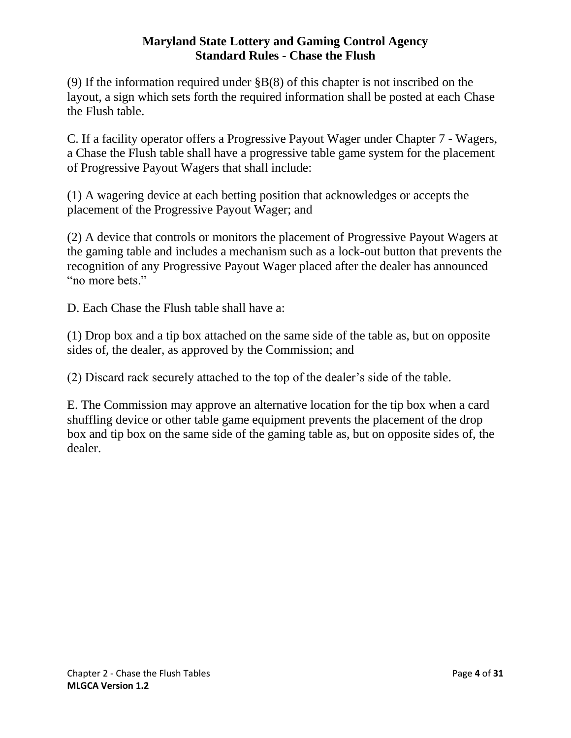(9) If the information required under §B(8) of this chapter is not inscribed on the layout, a sign which sets forth the required information shall be posted at each Chase the Flush table.

C. If a facility operator offers a Progressive Payout Wager under Chapter 7 - Wagers, a Chase the Flush table shall have a progressive table game system for the placement of Progressive Payout Wagers that shall include:

(1) A wagering device at each betting position that acknowledges or accepts the placement of the Progressive Payout Wager; and

(2) A device that controls or monitors the placement of Progressive Payout Wagers at the gaming table and includes a mechanism such as a lock-out button that prevents the recognition of any Progressive Payout Wager placed after the dealer has announced "no more bets."

D. Each Chase the Flush table shall have a:

(1) Drop box and a tip box attached on the same side of the table as, but on opposite sides of, the dealer, as approved by the Commission; and

(2) Discard rack securely attached to the top of the dealer's side of the table.

E. The Commission may approve an alternative location for the tip box when a card shuffling device or other table game equipment prevents the placement of the drop box and tip box on the same side of the gaming table as, but on opposite sides of, the dealer.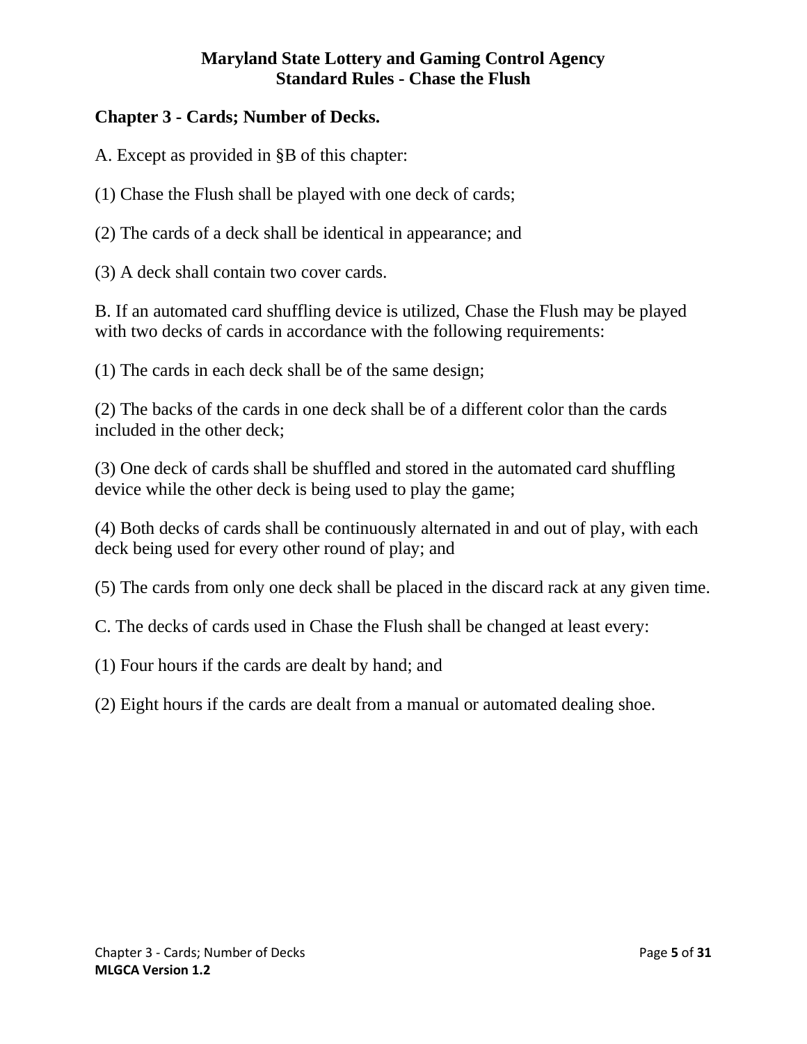# Maryland State Lottery and Gaming Control Agency
# Standard Rules - Chase the Flush

## Chapter 3 - Cards; Number of Decks.

A. Except as provided in §B of this chapter:

(1) Chase the Flush shall be played with one deck of cards;

(2) The cards of a deck shall be identical in appearance; and

(3) A deck shall contain two cover cards.

B. If an automated card shuffling device is utilized, Chase the Flush may be played with two decks of cards in accordance with the following requirements:

(1) The cards in each deck shall be of the same design;

(2) The backs of the cards in one deck shall be of a different color than the cards included in the other deck;

(3) One deck of cards shall be shuffled and stored in the automated card shuffling device while the other deck is being used to play the game;

(4) Both decks of cards shall be continuously alternated in and out of play, with each deck being used for every other round of play; and

(5) The cards from only one deck shall be placed in the discard rack at any given time.

C. The decks of cards used in Chase the Flush shall be changed at least every:

(1) Four hours if the cards are dealt by hand; and

(2) Eight hours if the cards are dealt from a manual or automated dealing shoe.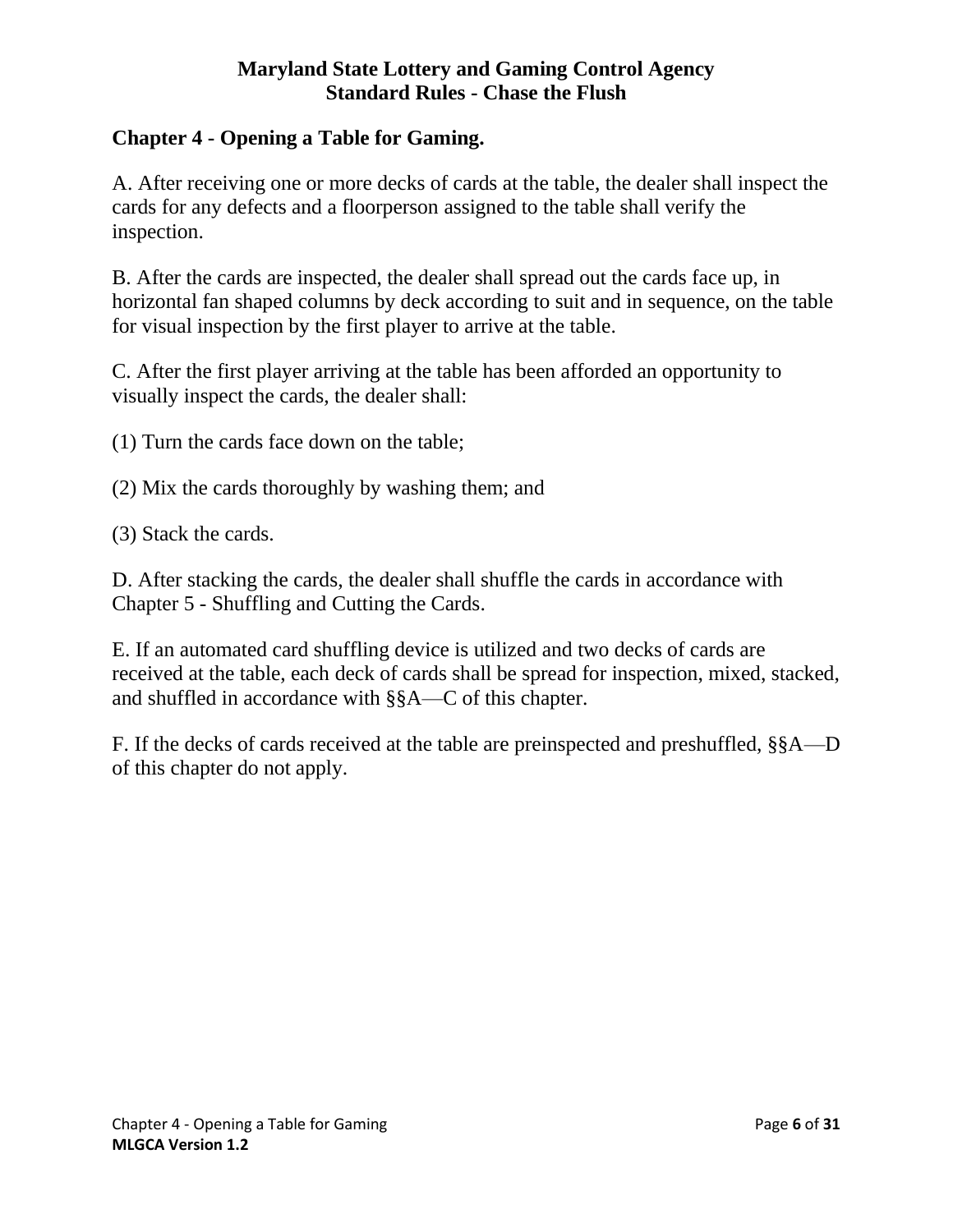## Chapter 4 - Opening a Table for Gaming.

A. After receiving one or more decks of cards at the table, the dealer shall inspect the cards for any defects and a floorperson assigned to the table shall verify the inspection.

B. After the cards are inspected, the dealer shall spread out the cards face up, in horizontal fan shaped columns by deck according to suit and in sequence, on the table for visual inspection by the first player to arrive at the table.

C. After the first player arriving at the table has been afforded an opportunity to visually inspect the cards, the dealer shall:

(1) Turn the cards face down on the table;

(2) Mix the cards thoroughly by washing them; and

(3) Stack the cards.

D. After stacking the cards, the dealer shall shuffle the cards in accordance with Chapter 5 - Shuffling and Cutting the Cards.

E. If an automated card shuffling device is utilized and two decks of cards are received at the table, each deck of cards shall be spread for inspection, mixed, stacked, and shuffled in accordance with §§A—C of this chapter.

F. If the decks of cards received at the table are preinspected and preshuffled, §§A—D of this chapter do not apply.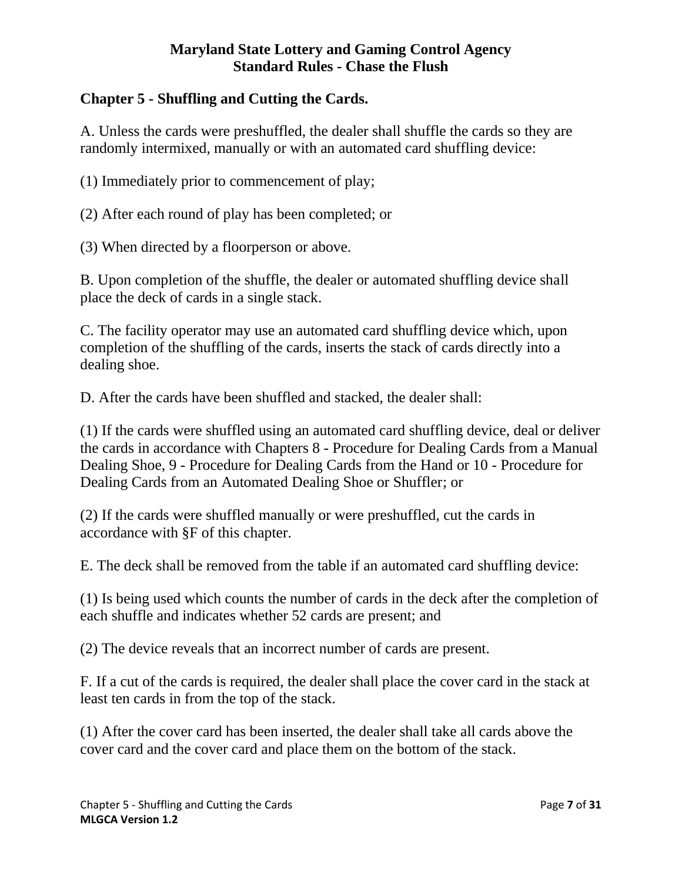**Maryland State Lottery and Gaming Control Agency**
**Standard Rules - Chase the Flush**

## Chapter 5 - Shuffling and Cutting the Cards.

A. Unless the cards were preshuffled, the dealer shall shuffle the cards so they are randomly intermixed, manually or with an automated card shuffling device:

(1) Immediately prior to commencement of play;

(2) After each round of play has been completed; or

(3) When directed by a floorperson or above.

B. Upon completion of the shuffle, the dealer or automated shuffling device shall place the deck of cards in a single stack.

C. The facility operator may use an automated card shuffling device which, upon completion of the shuffling of the cards, inserts the stack of cards directly into a dealing shoe.

D. After the cards have been shuffled and stacked, the dealer shall:

(1) If the cards were shuffled using an automated card shuffling device, deal or deliver the cards in accordance with Chapters 8 - Procedure for Dealing Cards from a Manual Dealing Shoe, 9 - Procedure for Dealing Cards from the Hand or 10 - Procedure for Dealing Cards from an Automated Dealing Shoe or Shuffler; or

(2) If the cards were shuffled manually or were preshuffled, cut the cards in accordance with §F of this chapter.

E. The deck shall be removed from the table if an automated card shuffling device:

(1) Is being used which counts the number of cards in the deck after the completion of each shuffle and indicates whether 52 cards are present; and

(2) The device reveals that an incorrect number of cards are present.

F. If a cut of the cards is required, the dealer shall place the cover card in the stack at least ten cards in from the top of the stack.

(1) After the cover card has been inserted, the dealer shall take all cards above the cover card and the cover card and place them on the bottom of the stack.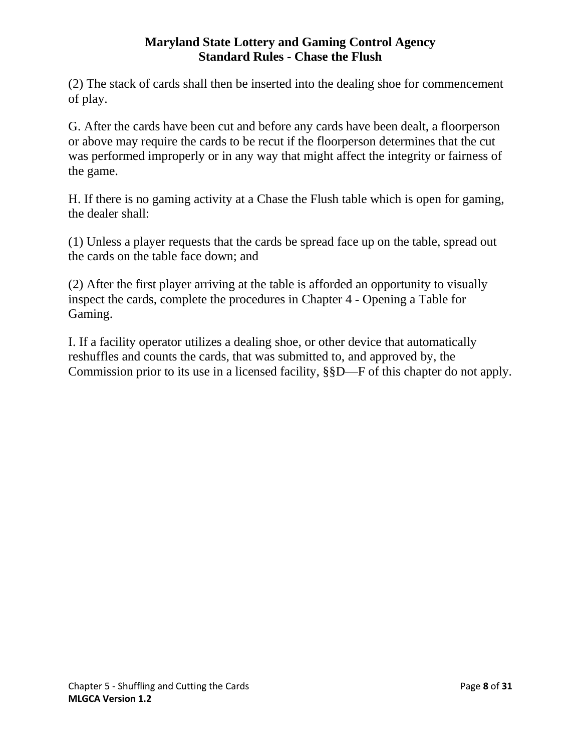(2) The stack of cards shall then be inserted into the dealing shoe for commencement of play.

G. After the cards have been cut and before any cards have been dealt, a floorperson or above may require the cards to be recut if the floorperson determines that the cut was performed improperly or in any way that might affect the integrity or fairness of the game.

H. If there is no gaming activity at a Chase the Flush table which is open for gaming, the dealer shall:

(1) Unless a player requests that the cards be spread face up on the table, spread out the cards on the table face down; and

(2) After the first player arriving at the table is afforded an opportunity to visually inspect the cards, complete the procedures in Chapter 4 - Opening a Table for Gaming.

I. If a facility operator utilizes a dealing shoe, or other device that automatically reshuffles and counts the cards, that was submitted to, and approved by, the Commission prior to its use in a licensed facility, §§D—F of this chapter do not apply.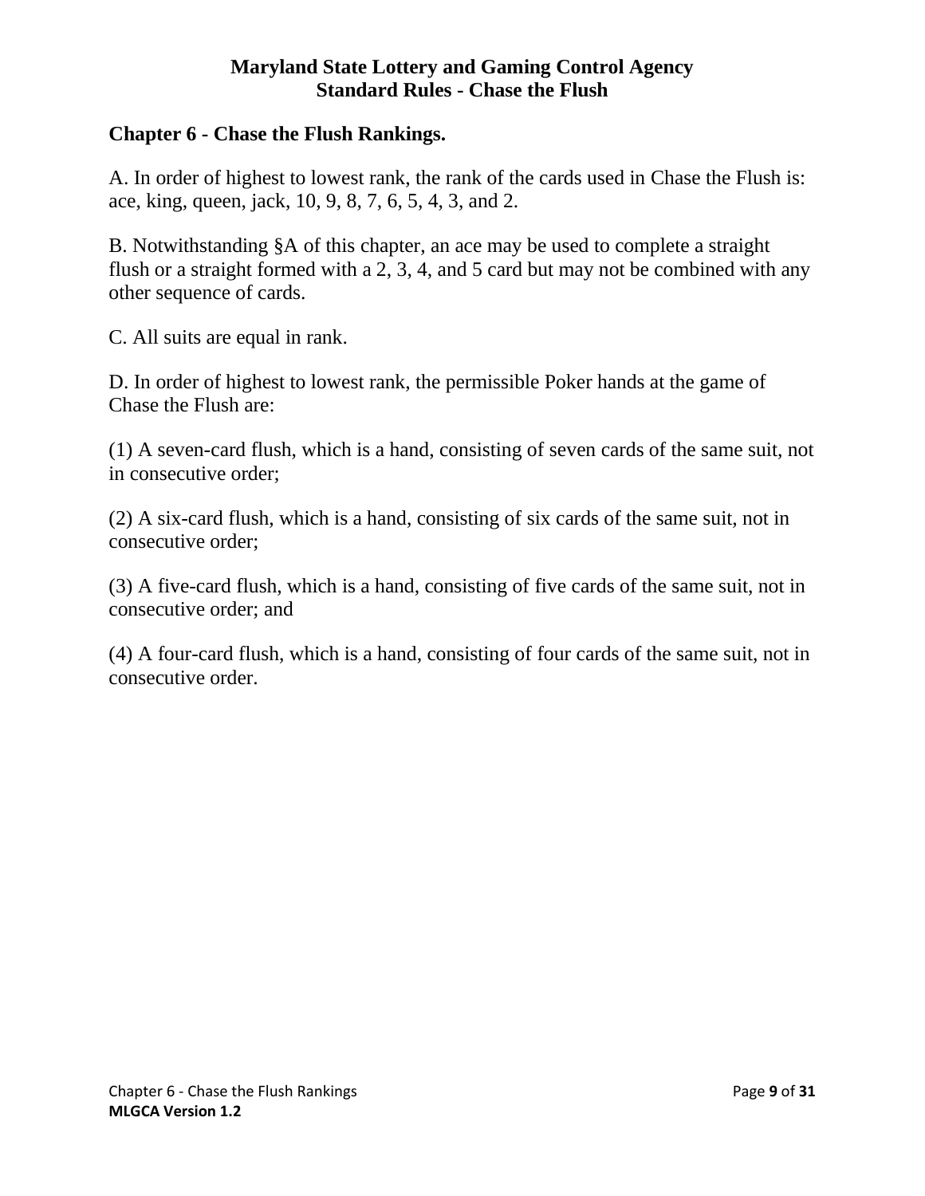# Chapter 6 - Chase the Flush Rankings.

A. In order of highest to lowest rank, the rank of the cards used in Chase the Flush is: ace, king, queen, jack, 10, 9, 8, 7, 6, 5, 4, 3, and 2.

B. Notwithstanding §A of this chapter, an ace may be used to complete a straight flush or a straight formed with a 2, 3, 4, and 5 card but may not be combined with any other sequence of cards.

C. All suits are equal in rank.

D. In order of highest to lowest rank, the permissible Poker hands at the game of Chase the Flush are:

(1) A seven-card flush, which is a hand, consisting of seven cards of the same suit, not in consecutive order;

(2) A six-card flush, which is a hand, consisting of six cards of the same suit, not in consecutive order;

(3) A five-card flush, which is a hand, consisting of five cards of the same suit, not in consecutive order; and

(4) A four-card flush, which is a hand, consisting of four cards of the same suit, not in consecutive order.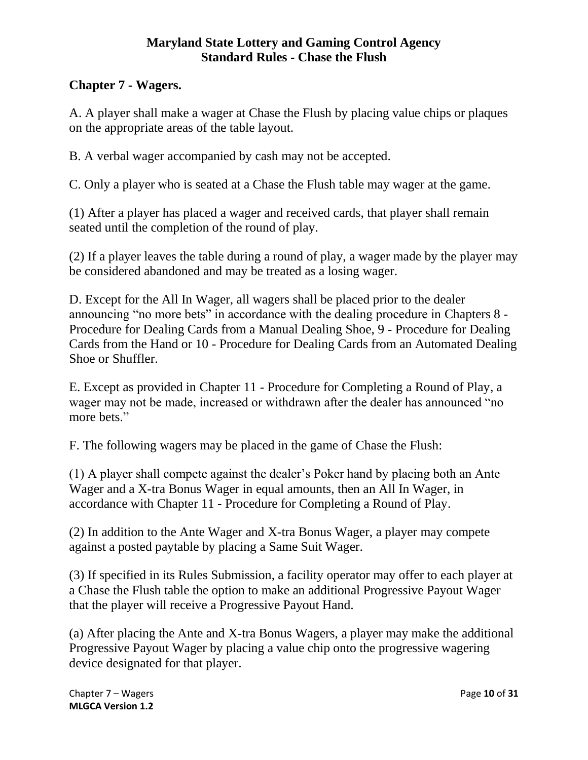## Chapter 7 - Wagers.

A. A player shall make a wager at Chase the Flush by placing value chips or plaques on the appropriate areas of the table layout.

B. A verbal wager accompanied by cash may not be accepted.

C. Only a player who is seated at a Chase the Flush table may wager at the game.

(1) After a player has placed a wager and received cards, that player shall remain seated until the completion of the round of play.

(2) If a player leaves the table during a round of play, a wager made by the player may be considered abandoned and may be treated as a losing wager.

D. Except for the All In Wager, all wagers shall be placed prior to the dealer announcing "no more bets" in accordance with the dealing procedure in Chapters 8 - Procedure for Dealing Cards from a Manual Dealing Shoe, 9 - Procedure for Dealing Cards from the Hand or 10 - Procedure for Dealing Cards from an Automated Dealing Shoe or Shuffler.

E. Except as provided in Chapter 11 - Procedure for Completing a Round of Play, a wager may not be made, increased or withdrawn after the dealer has announced "no more bets."

F. The following wagers may be placed in the game of Chase the Flush:

(1) A player shall compete against the dealer's Poker hand by placing both an Ante Wager and a X-tra Bonus Wager in equal amounts, then an All In Wager, in accordance with Chapter 11 - Procedure for Completing a Round of Play.

(2) In addition to the Ante Wager and X-tra Bonus Wager, a player may compete against a posted paytable by placing a Same Suit Wager.

(3) If specified in its Rules Submission, a facility operator may offer to each player at a Chase the Flush table the option to make an additional Progressive Payout Wager that the player will receive a Progressive Payout Hand.

(a) After placing the Ante and X-tra Bonus Wagers, a player may make the additional Progressive Payout Wager by placing a value chip onto the progressive wagering device designated for that player.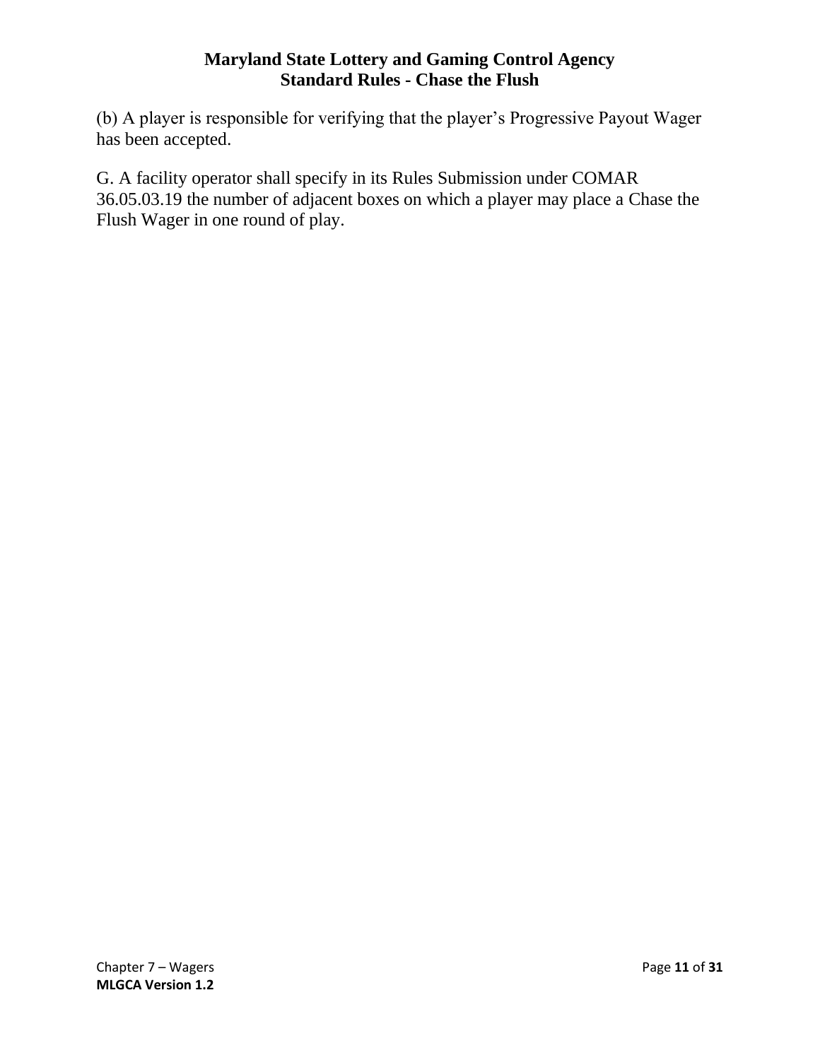(b) A player is responsible for verifying that the player's Progressive Payout Wager has been accepted.

G. A facility operator shall specify in its Rules Submission under COMAR 36.05.03.19 the number of adjacent boxes on which a player may place a Chase the Flush Wager in one round of play.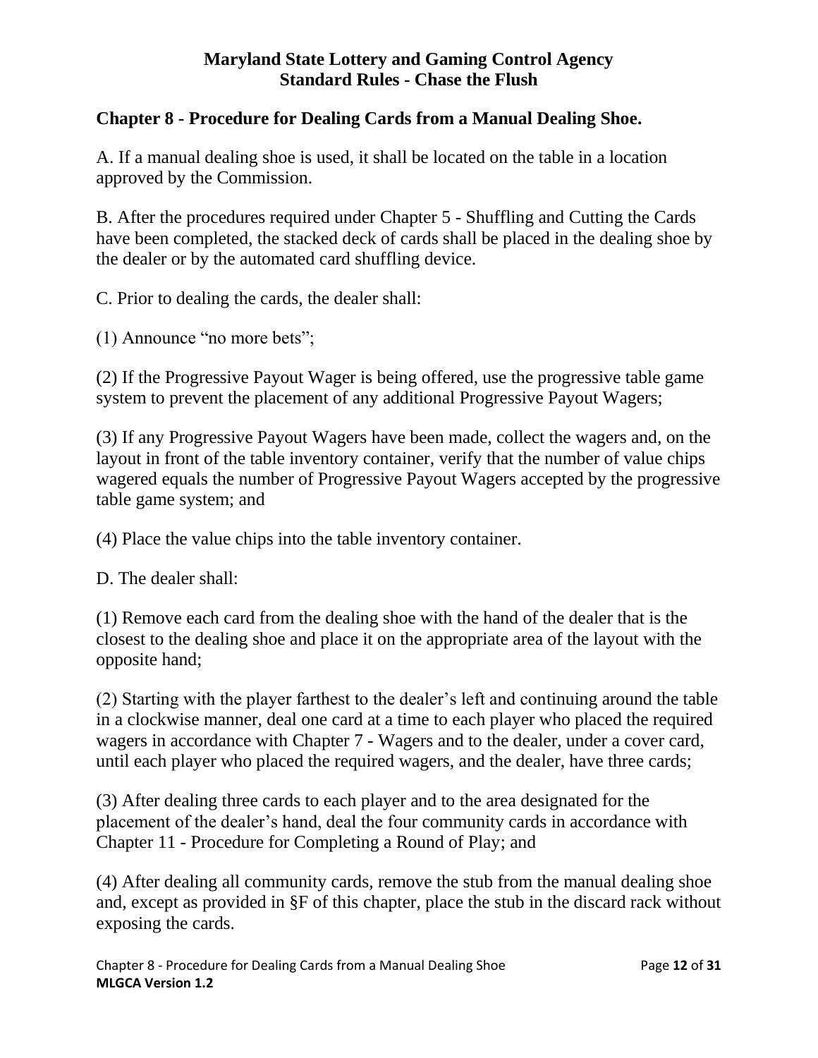## Chapter 8 - Procedure for Dealing Cards from a Manual Dealing Shoe.

A. If a manual dealing shoe is used, it shall be located on the table in a location approved by the Commission.

B. After the procedures required under Chapter 5 - Shuffling and Cutting the Cards have been completed, the stacked deck of cards shall be placed in the dealing shoe by the dealer or by the automated card shuffling device.

C. Prior to dealing the cards, the dealer shall:

(1) Announce "no more bets";

(2) If the Progressive Payout Wager is being offered, use the progressive table game system to prevent the placement of any additional Progressive Payout Wagers;

(3) If any Progressive Payout Wagers have been made, collect the wagers and, on the layout in front of the table inventory container, verify that the number of value chips wagered equals the number of Progressive Payout Wagers accepted by the progressive table game system; and

(4) Place the value chips into the table inventory container.

D. The dealer shall:

(1) Remove each card from the dealing shoe with the hand of the dealer that is the closest to the dealing shoe and place it on the appropriate area of the layout with the opposite hand;

(2) Starting with the player farthest to the dealer's left and continuing around the table in a clockwise manner, deal one card at a time to each player who placed the required wagers in accordance with Chapter 7 - Wagers and to the dealer, under a cover card, until each player who placed the required wagers, and the dealer, have three cards;

(3) After dealing three cards to each player and to the area designated for the placement of the dealer's hand, deal the four community cards in accordance with Chapter 11 - Procedure for Completing a Round of Play; and

(4) After dealing all community cards, remove the stub from the manual dealing shoe and, except as provided in §F of this chapter, place the stub in the discard rack without exposing the cards.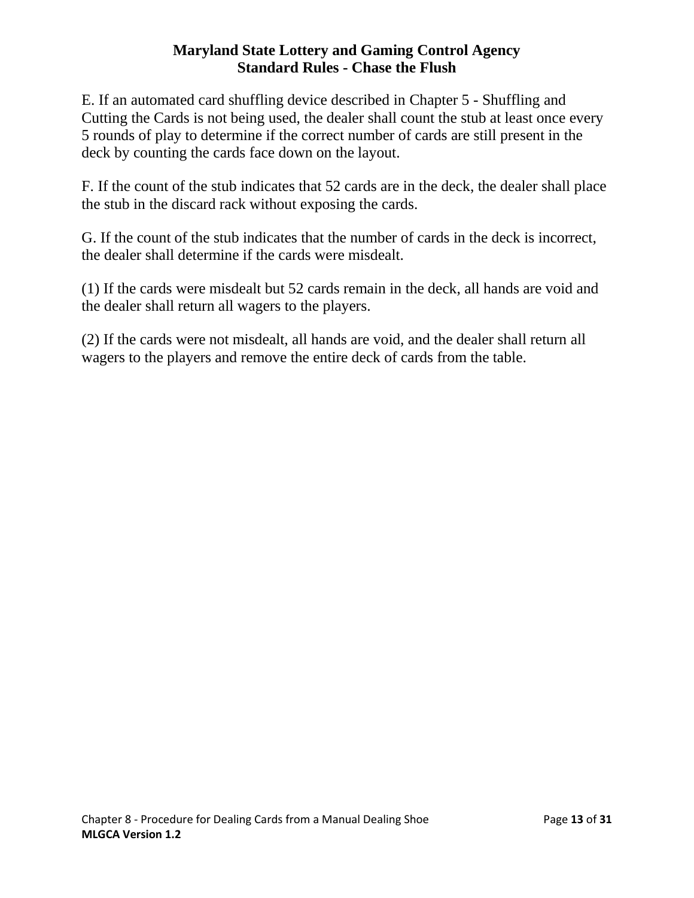E. If an automated card shuffling device described in Chapter 5 - Shuffling and Cutting the Cards is not being used, the dealer shall count the stub at least once every 5 rounds of play to determine if the correct number of cards are still present in the deck by counting the cards face down on the layout.

F. If the count of the stub indicates that 52 cards are in the deck, the dealer shall place the stub in the discard rack without exposing the cards.

G. If the count of the stub indicates that the number of cards in the deck is incorrect, the dealer shall determine if the cards were misdealt.

(1) If the cards were misdealt but 52 cards remain in the deck, all hands are void and the dealer shall return all wagers to the players.

(2) If the cards were not misdealt, all hands are void, and the dealer shall return all wagers to the players and remove the entire deck of cards from the table.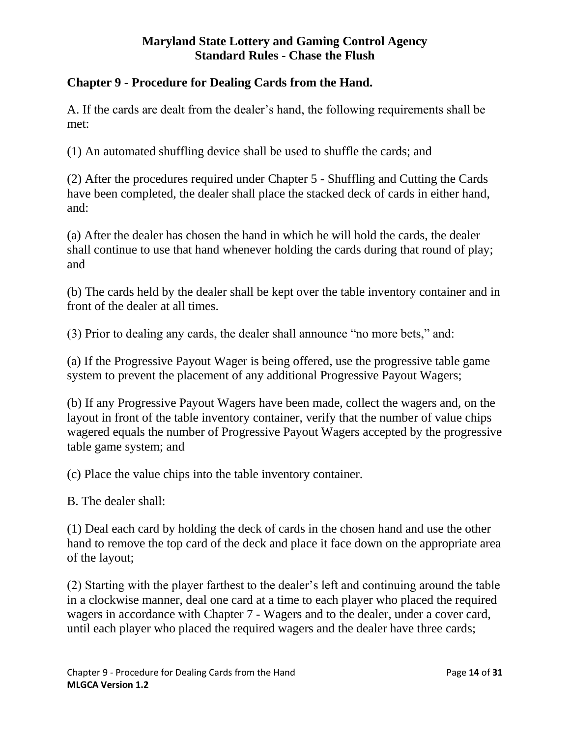## Chapter 9 - Procedure for Dealing Cards from the Hand.

A. If the cards are dealt from the dealer's hand, the following requirements shall be met:

(1) An automated shuffling device shall be used to shuffle the cards; and

(2) After the procedures required under Chapter 5 - Shuffling and Cutting the Cards have been completed, the dealer shall place the stacked deck of cards in either hand, and:

(a) After the dealer has chosen the hand in which he will hold the cards, the dealer shall continue to use that hand whenever holding the cards during that round of play; and

(b) The cards held by the dealer shall be kept over the table inventory container and in front of the dealer at all times.

(3) Prior to dealing any cards, the dealer shall announce "no more bets," and:

(a) If the Progressive Payout Wager is being offered, use the progressive table game system to prevent the placement of any additional Progressive Payout Wagers;

(b) If any Progressive Payout Wagers have been made, collect the wagers and, on the layout in front of the table inventory container, verify that the number of value chips wagered equals the number of Progressive Payout Wagers accepted by the progressive table game system; and

(c) Place the value chips into the table inventory container.

B. The dealer shall:

(1) Deal each card by holding the deck of cards in the chosen hand and use the other hand to remove the top card of the deck and place it face down on the appropriate area of the layout;

(2) Starting with the player farthest to the dealer's left and continuing around the table in a clockwise manner, deal one card at a time to each player who placed the required wagers in accordance with Chapter 7 - Wagers and to the dealer, under a cover card, until each player who placed the required wagers and the dealer have three cards;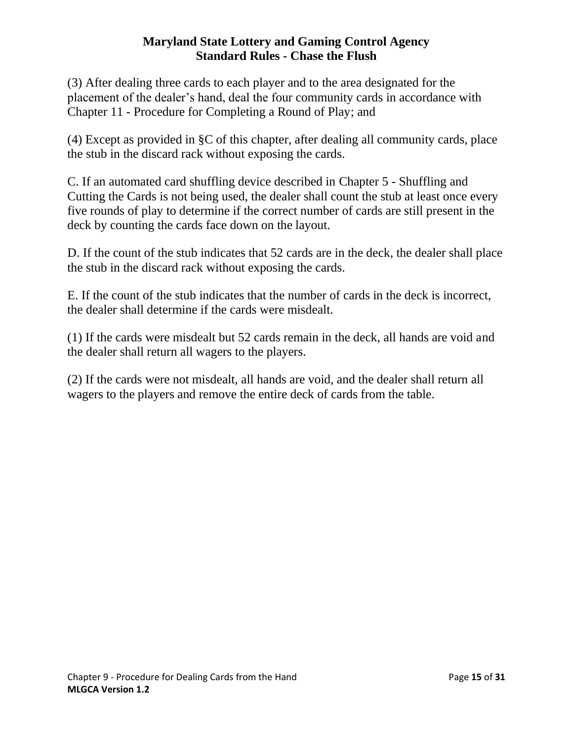(3) After dealing three cards to each player and to the area designated for the placement of the dealer’s hand, deal the four community cards in accordance with Chapter 11 - Procedure for Completing a Round of Play; and

(4) Except as provided in §C of this chapter, after dealing all community cards, place the stub in the discard rack without exposing the cards.

C. If an automated card shuffling device described in Chapter 5 - Shuffling and Cutting the Cards is not being used, the dealer shall count the stub at least once every five rounds of play to determine if the correct number of cards are still present in the deck by counting the cards face down on the layout.

D. If the count of the stub indicates that 52 cards are in the deck, the dealer shall place the stub in the discard rack without exposing the cards.

E. If the count of the stub indicates that the number of cards in the deck is incorrect, the dealer shall determine if the cards were misdealt.

(1) If the cards were misdealt but 52 cards remain in the deck, all hands are void and the dealer shall return all wagers to the players.

(2) If the cards were not misdealt, all hands are void, and the dealer shall return all wagers to the players and remove the entire deck of cards from the table.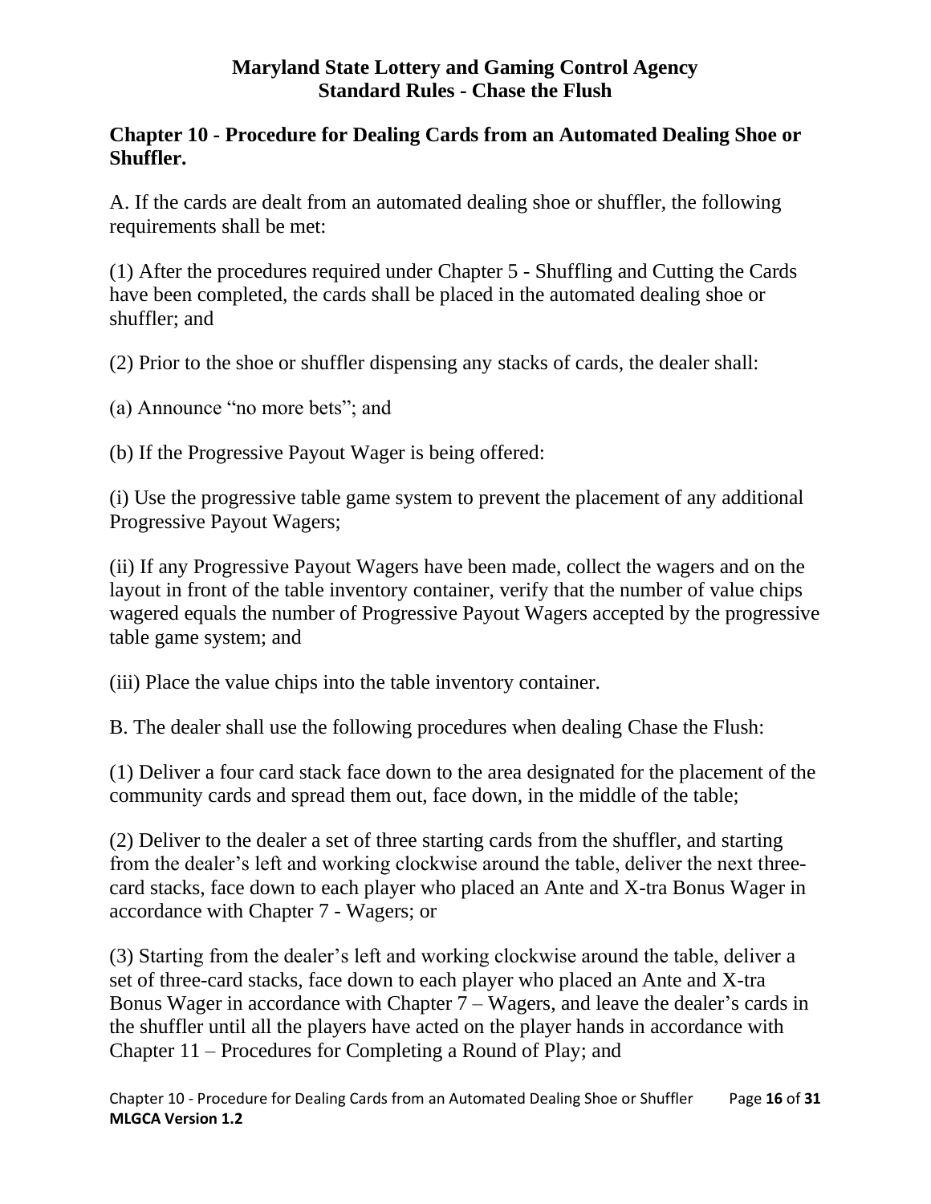## Chapter 10 - Procedure for Dealing Cards from an Automated Dealing Shoe or Shuffler.

A. If the cards are dealt from an automated dealing shoe or shuffler, the following requirements shall be met:

(1) After the procedures required under Chapter 5 - Shuffling and Cutting the Cards have been completed, the cards shall be placed in the automated dealing shoe or shuffler; and

(2) Prior to the shoe or shuffler dispensing any stacks of cards, the dealer shall:

(a) Announce "no more bets"; and

(b) If the Progressive Payout Wager is being offered:

(i) Use the progressive table game system to prevent the placement of any additional Progressive Payout Wagers;

(ii) If any Progressive Payout Wagers have been made, collect the wagers and on the layout in front of the table inventory container, verify that the number of value chips wagered equals the number of Progressive Payout Wagers accepted by the progressive table game system; and

(iii) Place the value chips into the table inventory container.

B. The dealer shall use the following procedures when dealing Chase the Flush:

(1) Deliver a four card stack face down to the area designated for the placement of the community cards and spread them out, face down, in the middle of the table;

(2) Deliver to the dealer a set of three starting cards from the shuffler, and starting from the dealer's left and working clockwise around the table, deliver the next three-card stacks, face down to each player who placed an Ante and X-tra Bonus Wager in accordance with Chapter 7 - Wagers; or

(3) Starting from the dealer's left and working clockwise around the table, deliver a set of three-card stacks, face down to each player who placed an Ante and X-tra Bonus Wager in accordance with Chapter 7 – Wagers, and leave the dealer's cards in the shuffler until all the players have acted on the player hands in accordance with Chapter 11 – Procedures for Completing a Round of Play; and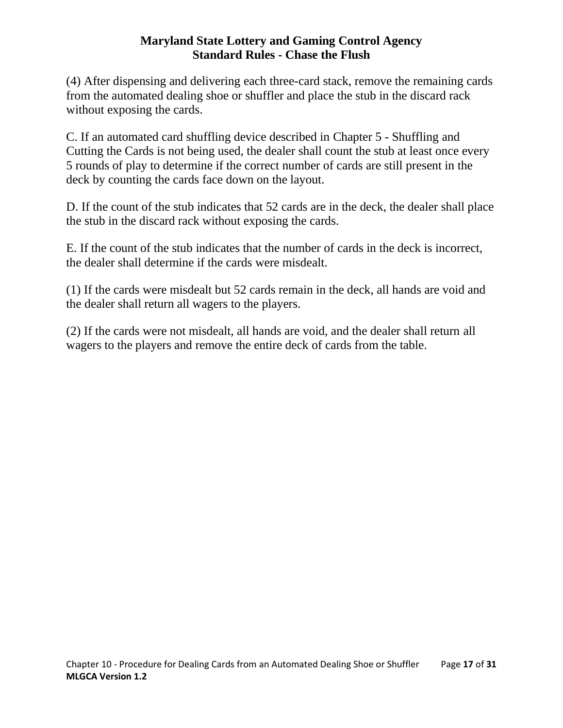(4) After dispensing and delivering each three-card stack, remove the remaining cards from the automated dealing shoe or shuffler and place the stub in the discard rack without exposing the cards.

C. If an automated card shuffling device described in Chapter 5 - Shuffling and Cutting the Cards is not being used, the dealer shall count the stub at least once every 5 rounds of play to determine if the correct number of cards are still present in the deck by counting the cards face down on the layout.

D. If the count of the stub indicates that 52 cards are in the deck, the dealer shall place the stub in the discard rack without exposing the cards.

E. If the count of the stub indicates that the number of cards in the deck is incorrect, the dealer shall determine if the cards were misdealt.

(1) If the cards were misdealt but 52 cards remain in the deck, all hands are void and the dealer shall return all wagers to the players.

(2) If the cards were not misdealt, all hands are void, and the dealer shall return all wagers to the players and remove the entire deck of cards from the table.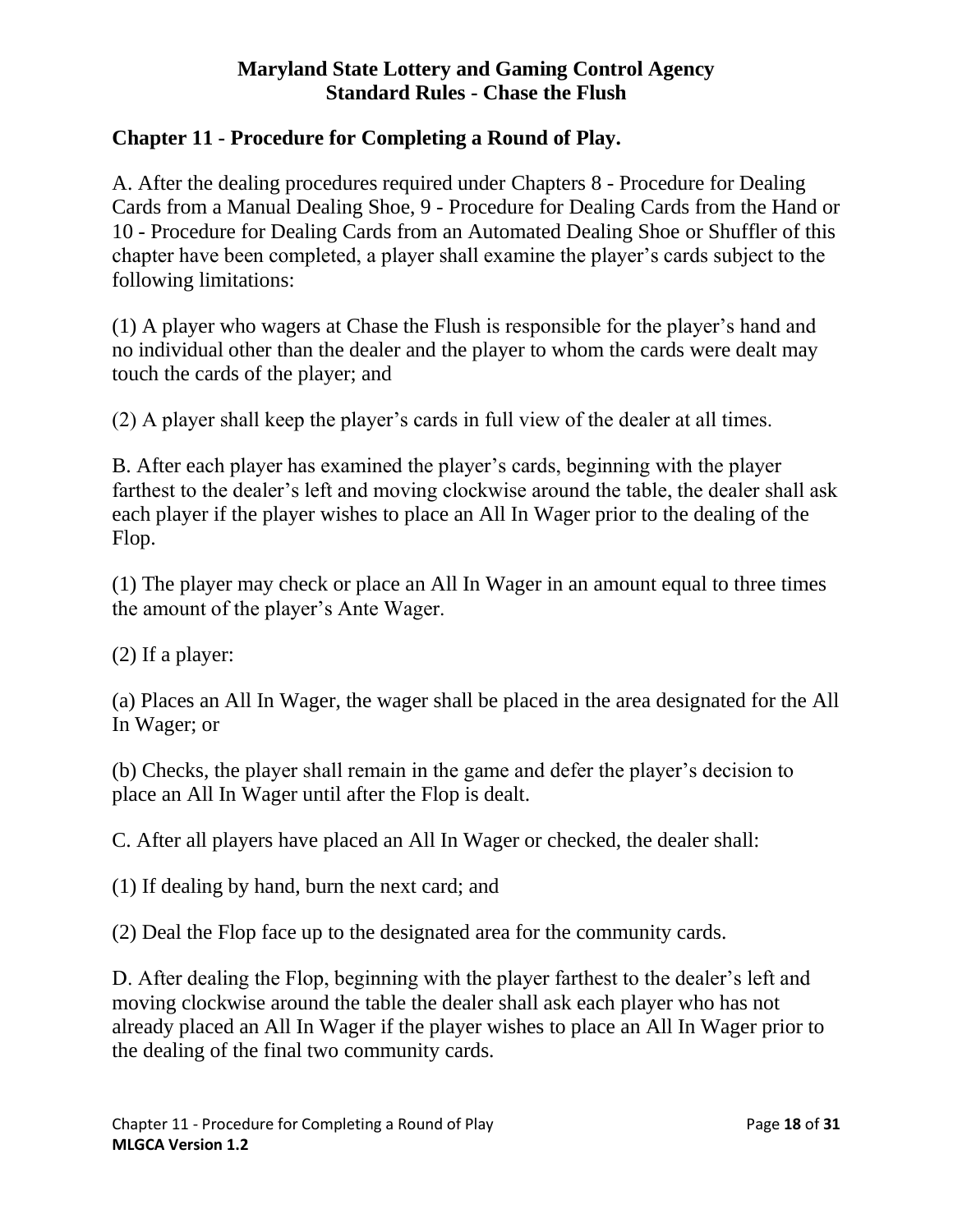**Maryland State Lottery and Gaming Control Agency**
**Standard Rules - Chase the Flush**

## Chapter 11 - Procedure for Completing a Round of Play.

A. After the dealing procedures required under Chapters 8 - Procedure for Dealing Cards from a Manual Dealing Shoe, 9 - Procedure for Dealing Cards from the Hand or 10 - Procedure for Dealing Cards from an Automated Dealing Shoe or Shuffler of this chapter have been completed, a player shall examine the player's cards subject to the following limitations:

(1) A player who wagers at Chase the Flush is responsible for the player's hand and no individual other than the dealer and the player to whom the cards were dealt may touch the cards of the player; and

(2) A player shall keep the player's cards in full view of the dealer at all times.

B. After each player has examined the player's cards, beginning with the player farthest to the dealer's left and moving clockwise around the table, the dealer shall ask each player if the player wishes to place an All In Wager prior to the dealing of the Flop.

(1) The player may check or place an All In Wager in an amount equal to three times the amount of the player's Ante Wager.

(2) If a player:

(a) Places an All In Wager, the wager shall be placed in the area designated for the All In Wager; or

(b) Checks, the player shall remain in the game and defer the player's decision to place an All In Wager until after the Flop is dealt.

C. After all players have placed an All In Wager or checked, the dealer shall:

(1) If dealing by hand, burn the next card; and

(2) Deal the Flop face up to the designated area for the community cards.

D. After dealing the Flop, beginning with the player farthest to the dealer's left and moving clockwise around the table the dealer shall ask each player who has not already placed an All In Wager if the player wishes to place an All In Wager prior to the dealing of the final two community cards.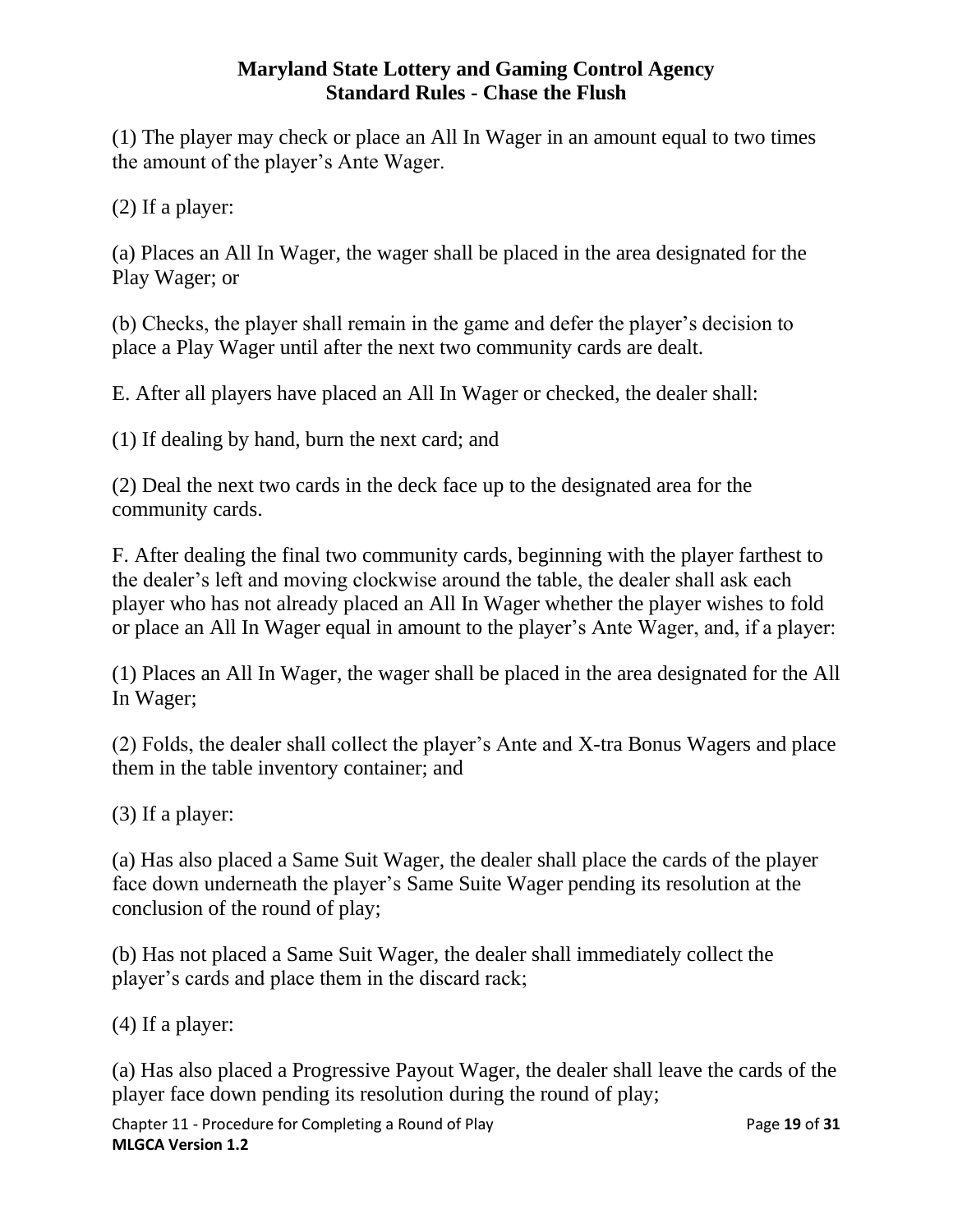(1) The player may check or place an All In Wager in an amount equal to two times the amount of the player's Ante Wager.

(2) If a player:

(a) Places an All In Wager, the wager shall be placed in the area designated for the Play Wager; or

(b) Checks, the player shall remain in the game and defer the player's decision to place a Play Wager until after the next two community cards are dealt.

E. After all players have placed an All In Wager or checked, the dealer shall:

(1) If dealing by hand, burn the next card; and

(2) Deal the next two cards in the deck face up to the designated area for the community cards.

F. After dealing the final two community cards, beginning with the player farthest to the dealer's left and moving clockwise around the table, the dealer shall ask each player who has not already placed an All In Wager whether the player wishes to fold or place an All In Wager equal in amount to the player's Ante Wager, and, if a player:

(1) Places an All In Wager, the wager shall be placed in the area designated for the All In Wager;

(2) Folds, the dealer shall collect the player's Ante and X-tra Bonus Wagers and place them in the table inventory container; and

(3) If a player:

(a) Has also placed a Same Suit Wager, the dealer shall place the cards of the player face down underneath the player's Same Suite Wager pending its resolution at the conclusion of the round of play;

(b) Has not placed a Same Suit Wager, the dealer shall immediately collect the player's cards and place them in the discard rack;

(4) If a player:

(a) Has also placed a Progressive Payout Wager, the dealer shall leave the cards of the player face down pending its resolution during the round of play;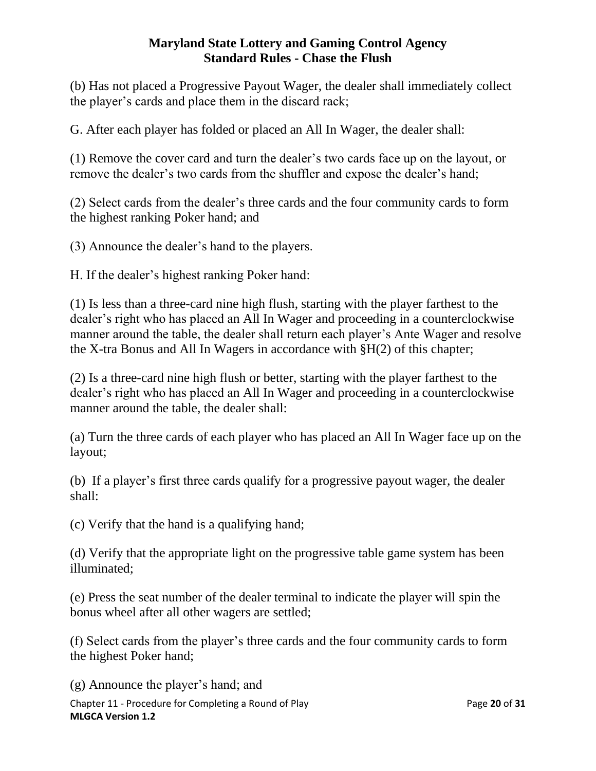(b) Has not placed a Progressive Payout Wager, the dealer shall immediately collect the player's cards and place them in the discard rack;

G. After each player has folded or placed an All In Wager, the dealer shall:

(1) Remove the cover card and turn the dealer's two cards face up on the layout, or remove the dealer's two cards from the shuffler and expose the dealer's hand;

(2) Select cards from the dealer's three cards and the four community cards to form the highest ranking Poker hand; and

(3) Announce the dealer's hand to the players.

H. If the dealer's highest ranking Poker hand:

(1) Is less than a three-card nine high flush, starting with the player farthest to the dealer's right who has placed an All In Wager and proceeding in a counterclockwise manner around the table, the dealer shall return each player's Ante Wager and resolve the X-tra Bonus and All In Wagers in accordance with §H(2) of this chapter;

(2) Is a three-card nine high flush or better, starting with the player farthest to the dealer's right who has placed an All In Wager and proceeding in a counterclockwise manner around the table, the dealer shall:

(a) Turn the three cards of each player who has placed an All In Wager face up on the layout;

(b) If a player's first three cards qualify for a progressive payout wager, the dealer shall:

(c) Verify that the hand is a qualifying hand;

(d) Verify that the appropriate light on the progressive table game system has been illuminated;

(e) Press the seat number of the dealer terminal to indicate the player will spin the bonus wheel after all other wagers are settled;

(f) Select cards from the player's three cards and the four community cards to form the highest Poker hand;

(g) Announce the player's hand; and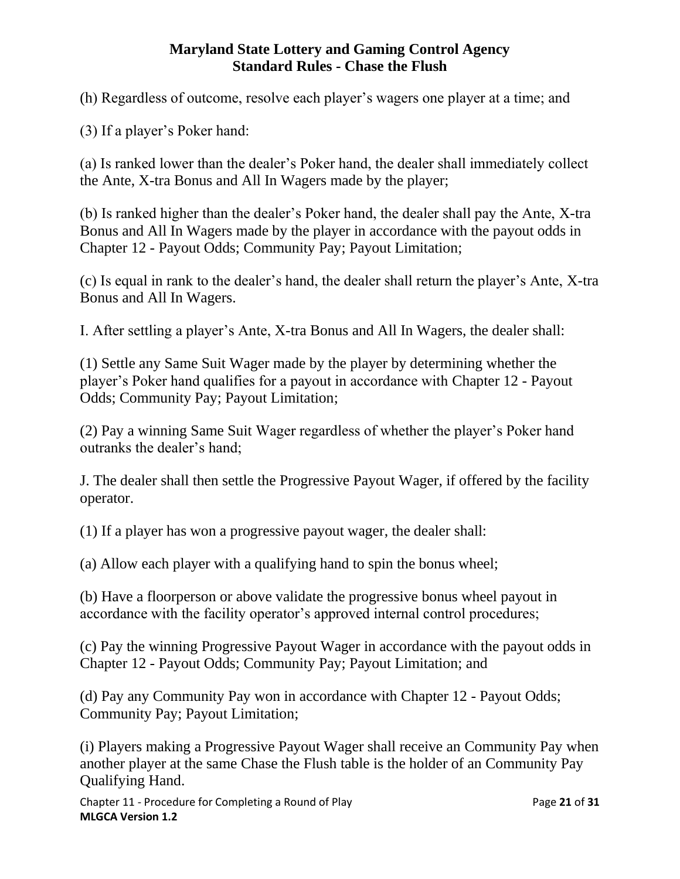(h) Regardless of outcome, resolve each player's wagers one player at a time; and

(3) If a player's Poker hand:

(a) Is ranked lower than the dealer's Poker hand, the dealer shall immediately collect the Ante, X-tra Bonus and All In Wagers made by the player;

(b) Is ranked higher than the dealer's Poker hand, the dealer shall pay the Ante, X-tra Bonus and All In Wagers made by the player in accordance with the payout odds in Chapter 12 - Payout Odds; Community Pay; Payout Limitation;

(c) Is equal in rank to the dealer's hand, the dealer shall return the player's Ante, X-tra Bonus and All In Wagers.

I. After settling a player's Ante, X-tra Bonus and All In Wagers, the dealer shall:

(1) Settle any Same Suit Wager made by the player by determining whether the player's Poker hand qualifies for a payout in accordance with Chapter 12 - Payout Odds; Community Pay; Payout Limitation;

(2) Pay a winning Same Suit Wager regardless of whether the player's Poker hand outranks the dealer's hand;

J. The dealer shall then settle the Progressive Payout Wager, if offered by the facility operator.

(1) If a player has won a progressive payout wager, the dealer shall:

(a) Allow each player with a qualifying hand to spin the bonus wheel;

(b) Have a floorperson or above validate the progressive bonus wheel payout in accordance with the facility operator's approved internal control procedures;

(c) Pay the winning Progressive Payout Wager in accordance with the payout odds in Chapter 12 - Payout Odds; Community Pay; Payout Limitation; and

(d) Pay any Community Pay won in accordance with Chapter 12 - Payout Odds; Community Pay; Payout Limitation;

(i) Players making a Progressive Payout Wager shall receive an Community Pay when another player at the same Chase the Flush table is the holder of an Community Pay Qualifying Hand.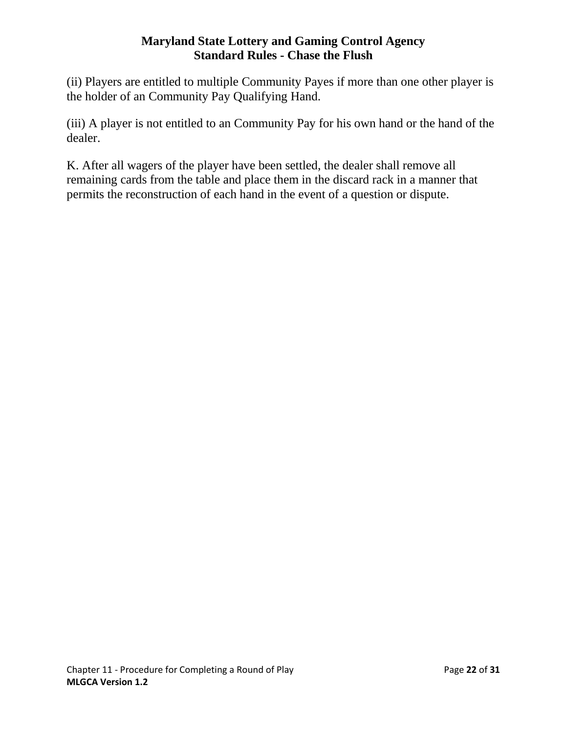(ii) Players are entitled to multiple Community Payes if more than one other player is the holder of an Community Pay Qualifying Hand.

(iii) A player is not entitled to an Community Pay for his own hand or the hand of the dealer.

K. After all wagers of the player have been settled, the dealer shall remove all remaining cards from the table and place them in the discard rack in a manner that permits the reconstruction of each hand in the event of a question or dispute.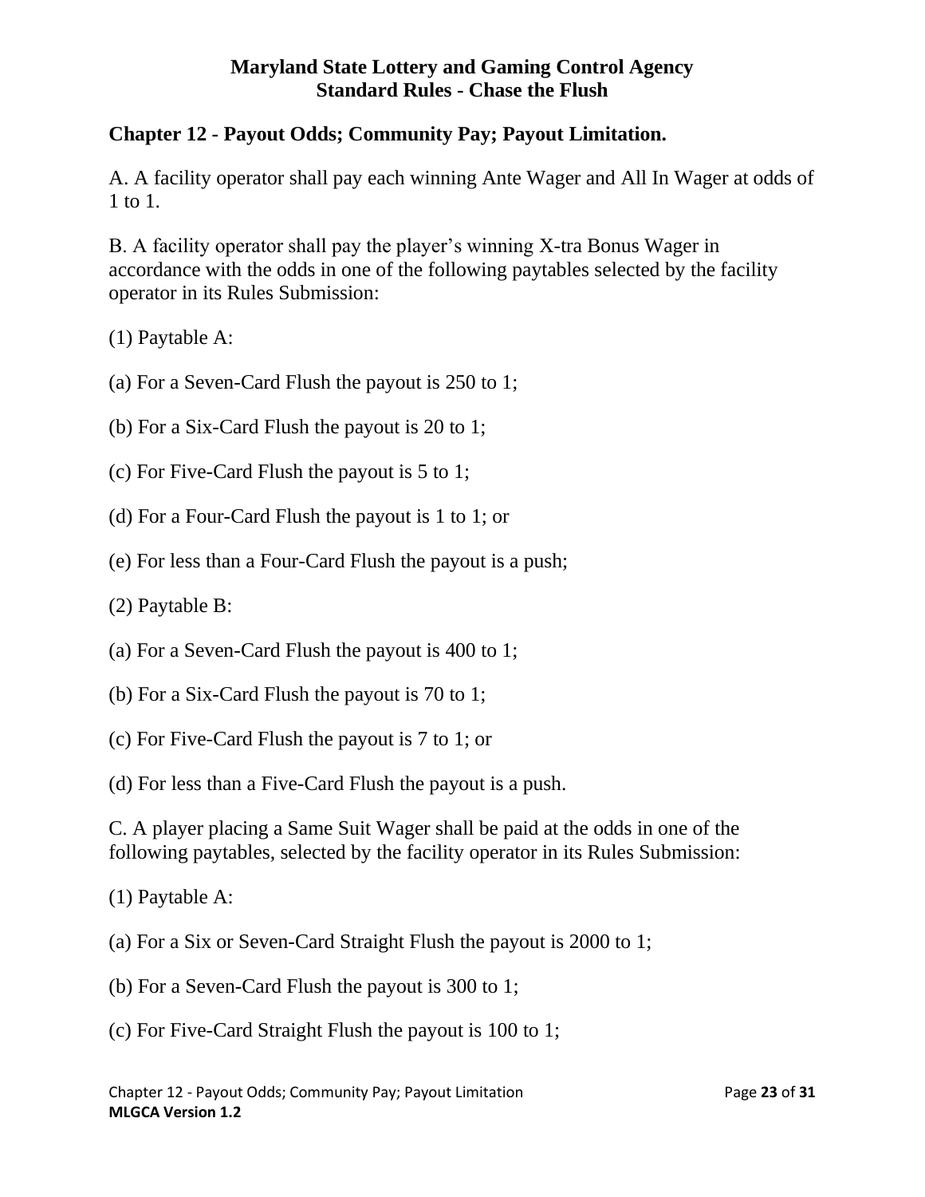# Maryland State Lottery and Gaming Control Agency
# Standard Rules - Chase the Flush

## Chapter 12 - Payout Odds; Community Pay; Payout Limitation.

A. A facility operator shall pay each winning Ante Wager and All In Wager at odds of 1 to 1.

B. A facility operator shall pay the player's winning X-tra Bonus Wager in accordance with the odds in one of the following paytables selected by the facility operator in its Rules Submission:

(1) Paytable A:

(a) For a Seven-Card Flush the payout is 250 to 1;

(b) For a Six-Card Flush the payout is 20 to 1;

(c) For Five-Card Flush the payout is 5 to 1;

(d) For a Four-Card Flush the payout is 1 to 1; or

(e) For less than a Four-Card Flush the payout is a push;

(2) Paytable B:

(a) For a Seven-Card Flush the payout is 400 to 1;

(b) For a Six-Card Flush the payout is 70 to 1;

(c) For Five-Card Flush the payout is 7 to 1; or

(d) For less than a Five-Card Flush the payout is a push.

C. A player placing a Same Suit Wager shall be paid at the odds in one of the following paytables, selected by the facility operator in its Rules Submission:

(1) Paytable A:

(a) For a Six or Seven-Card Straight Flush the payout is 2000 to 1;

(b) For a Seven-Card Flush the payout is 300 to 1;

(c) For Five-Card Straight Flush the payout is 100 to 1;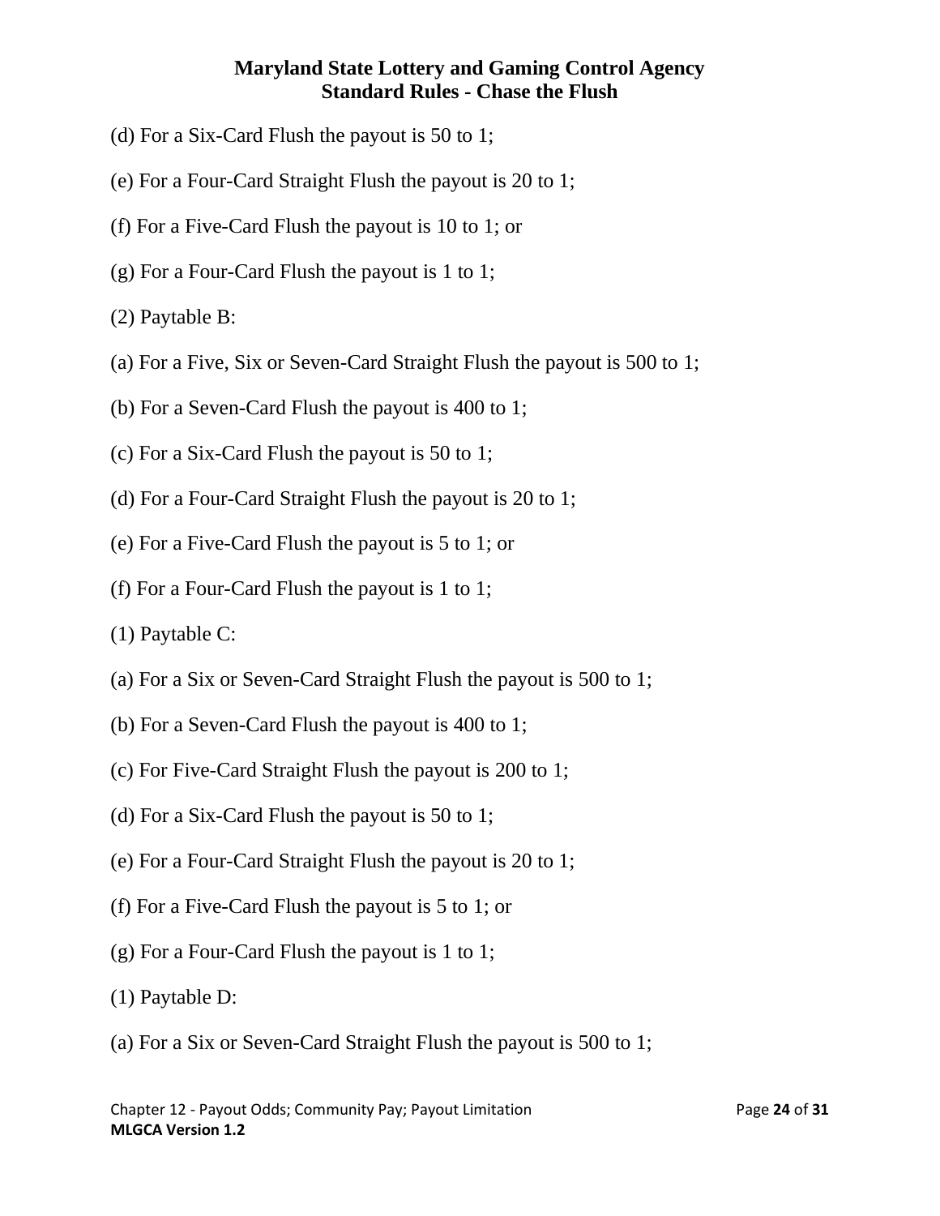(d) For a Six-Card Flush the payout is 50 to 1;

(e) For a Four-Card Straight Flush the payout is 20 to 1;

(f) For a Five-Card Flush the payout is 10 to 1; or

(g) For a Four-Card Flush the payout is 1 to 1;

(2) Paytable B:

(a) For a Five, Six or Seven-Card Straight Flush the payout is 500 to 1;

(b) For a Seven-Card Flush the payout is 400 to 1;

(c) For a Six-Card Flush the payout is 50 to 1;

(d) For a Four-Card Straight Flush the payout is 20 to 1;

(e) For a Five-Card Flush the payout is 5 to 1; or

(f) For a Four-Card Flush the payout is 1 to 1;

(1) Paytable C:

(a) For a Six or Seven-Card Straight Flush the payout is 500 to 1;

(b) For a Seven-Card Flush the payout is 400 to 1;

(c) For Five-Card Straight Flush the payout is 200 to 1;

(d) For a Six-Card Flush the payout is 50 to 1;

(e) For a Four-Card Straight Flush the payout is 20 to 1;

(f) For a Five-Card Flush the payout is 5 to 1; or

(g) For a Four-Card Flush the payout is 1 to 1;

(1) Paytable D:

(a) For a Six or Seven-Card Straight Flush the payout is 500 to 1;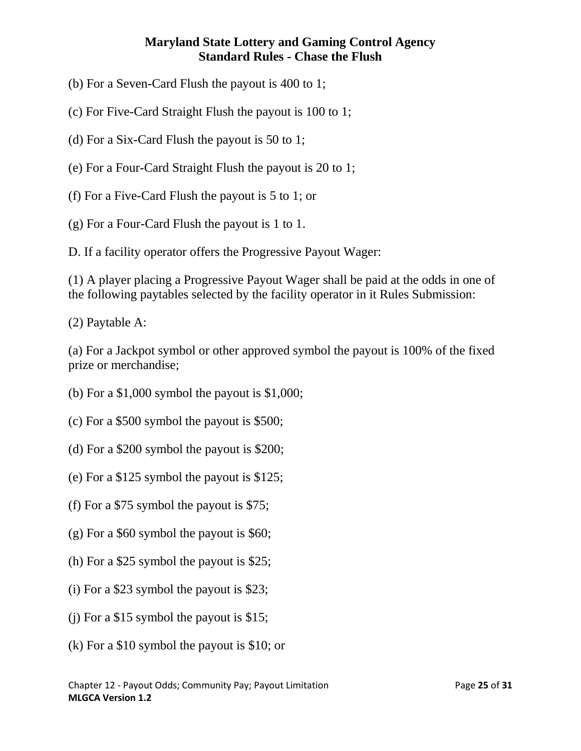(b) For a Seven-Card Flush the payout is 400 to 1;

(c) For Five-Card Straight Flush the payout is 100 to 1;

(d) For a Six-Card Flush the payout is 50 to 1;

(e) For a Four-Card Straight Flush the payout is 20 to 1;

(f) For a Five-Card Flush the payout is 5 to 1; or

(g) For a Four-Card Flush the payout is 1 to 1.

D. If a facility operator offers the Progressive Payout Wager:

(1) A player placing a Progressive Payout Wager shall be paid at the odds in one of the following paytables selected by the facility operator in it Rules Submission:

(2) Paytable A:

(a) For a Jackpot symbol or other approved symbol the payout is 100% of the fixed prize or merchandise;

(b) For a $1,000 symbol the payout is $1,000;

(c) For a $500 symbol the payout is $500;

(d) For a $200 symbol the payout is $200;

(e) For a $125 symbol the payout is $125;

(f) For a $75 symbol the payout is $75;

(g) For a $60 symbol the payout is $60;

(h) For a $25 symbol the payout is $25;

(i) For a $23 symbol the payout is $23;

(j) For a $15 symbol the payout is $15;

(k) For a $10 symbol the payout is $10; or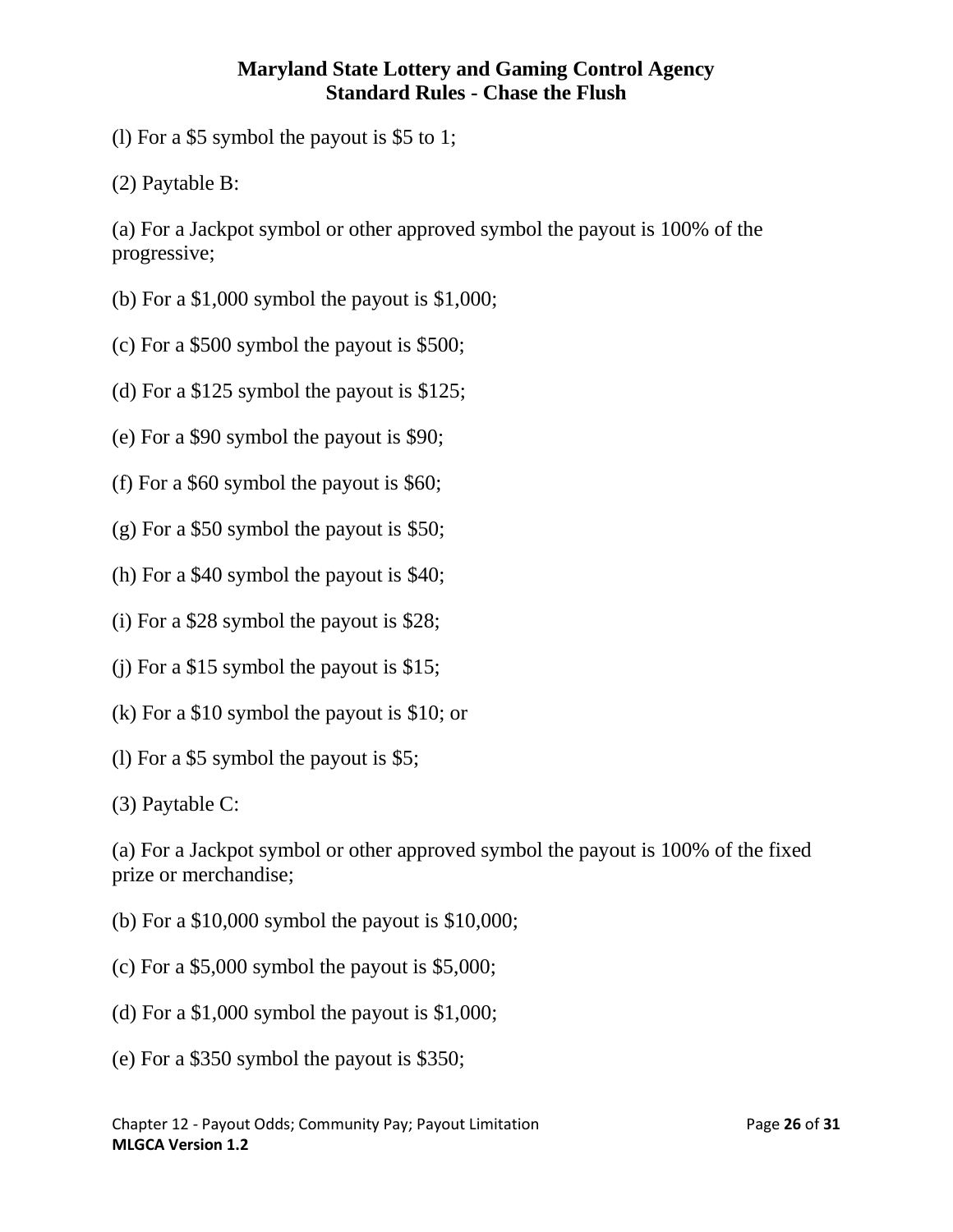(l) For a $5 symbol the payout is $5 to 1;

(2) Paytable B:

(a) For a Jackpot symbol or other approved symbol the payout is 100% of the progressive;

(b) For a $1,000 symbol the payout is $1,000;

(c) For a $500 symbol the payout is $500;

(d) For a $125 symbol the payout is $125;

(e) For a $90 symbol the payout is $90;

(f) For a $60 symbol the payout is $60;

(g) For a $50 symbol the payout is $50;

(h) For a $40 symbol the payout is $40;

(i) For a $28 symbol the payout is $28;

(j) For a $15 symbol the payout is $15;

(k) For a $10 symbol the payout is $10; or

(l) For a $5 symbol the payout is $5;

(3) Paytable C:

(a) For a Jackpot symbol or other approved symbol the payout is 100% of the fixed prize or merchandise;

(b) For a $10,000 symbol the payout is $10,000;

(c) For a $5,000 symbol the payout is $5,000;

(d) For a $1,000 symbol the payout is $1,000;

(e) For a $350 symbol the payout is $350;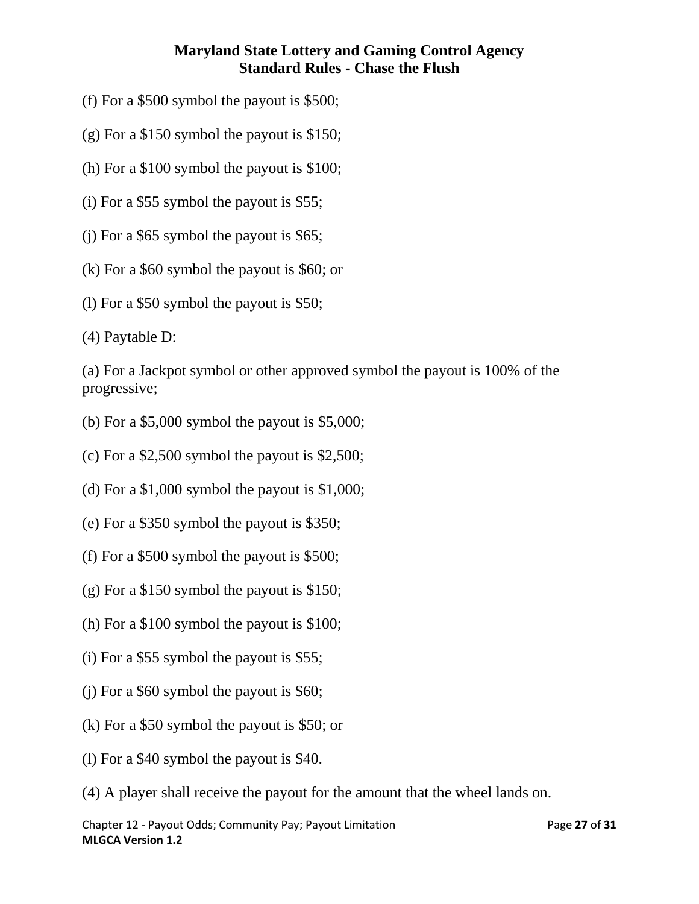(f) For a $500 symbol the payout is $500;

(g) For a $150 symbol the payout is $150;

(h) For a $100 symbol the payout is $100;

(i) For a $55 symbol the payout is $55;

(j) For a $65 symbol the payout is $65;

(k) For a $60 symbol the payout is $60; or

(l) For a $50 symbol the payout is $50;

(4) Paytable D:

(a) For a Jackpot symbol or other approved symbol the payout is 100% of the progressive;

(b) For a $5,000 symbol the payout is $5,000;

(c) For a $2,500 symbol the payout is $2,500;

(d) For a $1,000 symbol the payout is $1,000;

(e) For a $350 symbol the payout is $350;

(f) For a $500 symbol the payout is $500;

(g) For a $150 symbol the payout is $150;

(h) For a $100 symbol the payout is $100;

(i) For a $55 symbol the payout is $55;

(j) For a $60 symbol the payout is $60;

(k) For a $50 symbol the payout is $50; or

(l) For a $40 symbol the payout is $40.

(4) A player shall receive the payout for the amount that the wheel lands on.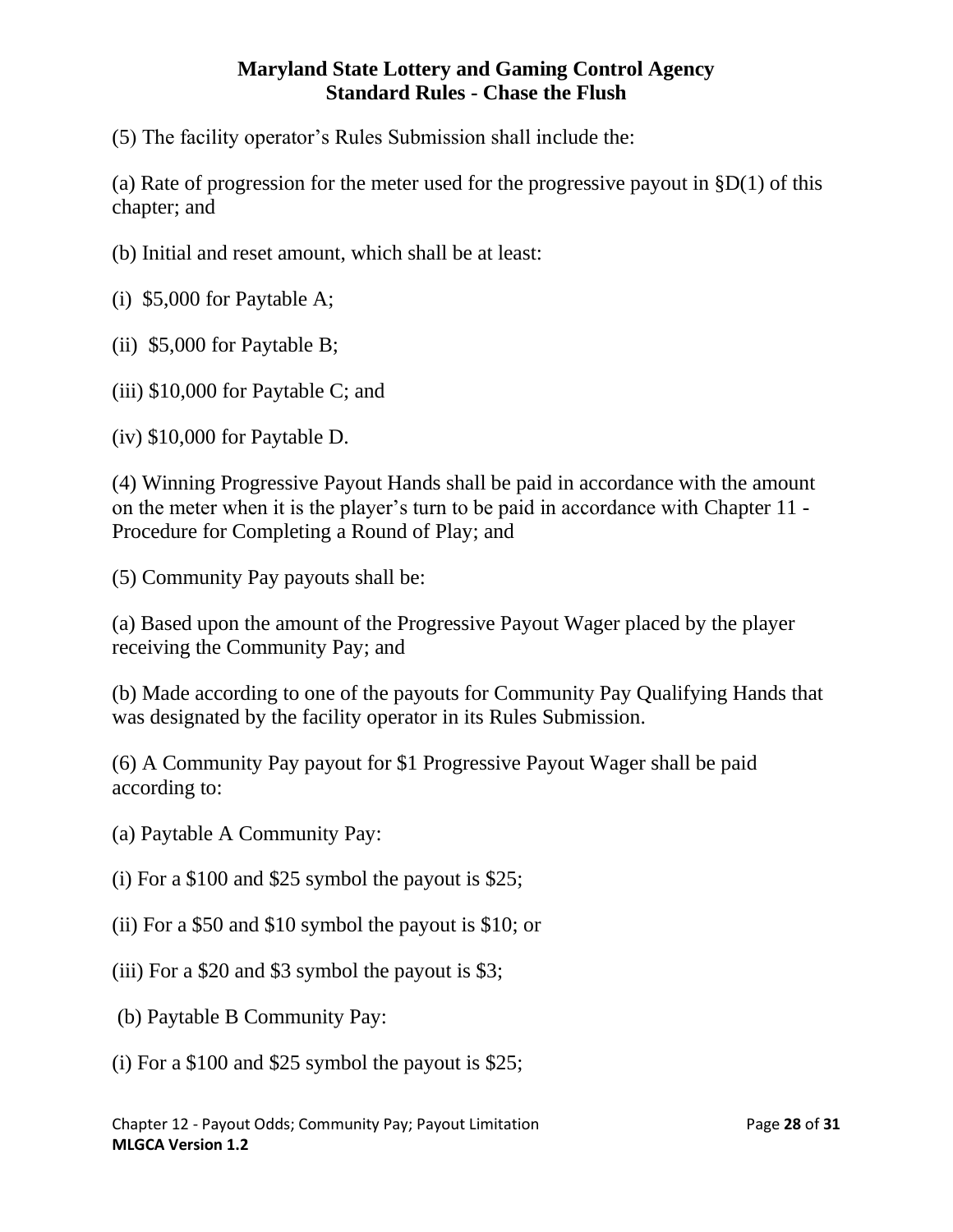(5) The facility operator's Rules Submission shall include the:

(a) Rate of progression for the meter used for the progressive payout in §D(1) of this chapter; and

(b) Initial and reset amount, which shall be at least:

(i) $5,000 for Paytable A;

(ii) $5,000 for Paytable B;

(iii) $10,000 for Paytable C; and

(iv) $10,000 for Paytable D.

(4) Winning Progressive Payout Hands shall be paid in accordance with the amount on the meter when it is the player's turn to be paid in accordance with Chapter 11 - Procedure for Completing a Round of Play; and

(5) Community Pay payouts shall be:

(a) Based upon the amount of the Progressive Payout Wager placed by the player receiving the Community Pay; and

(b) Made according to one of the payouts for Community Pay Qualifying Hands that was designated by the facility operator in its Rules Submission.

(6) A Community Pay payout for $1 Progressive Payout Wager shall be paid according to:

(a) Paytable A Community Pay:

(i) For a $100 and $25 symbol the payout is $25;

(ii) For a $50 and $10 symbol the payout is $10; or

(iii) For a $20 and $3 symbol the payout is $3;

(b) Paytable B Community Pay:

(i) For a $100 and $25 symbol the payout is $25;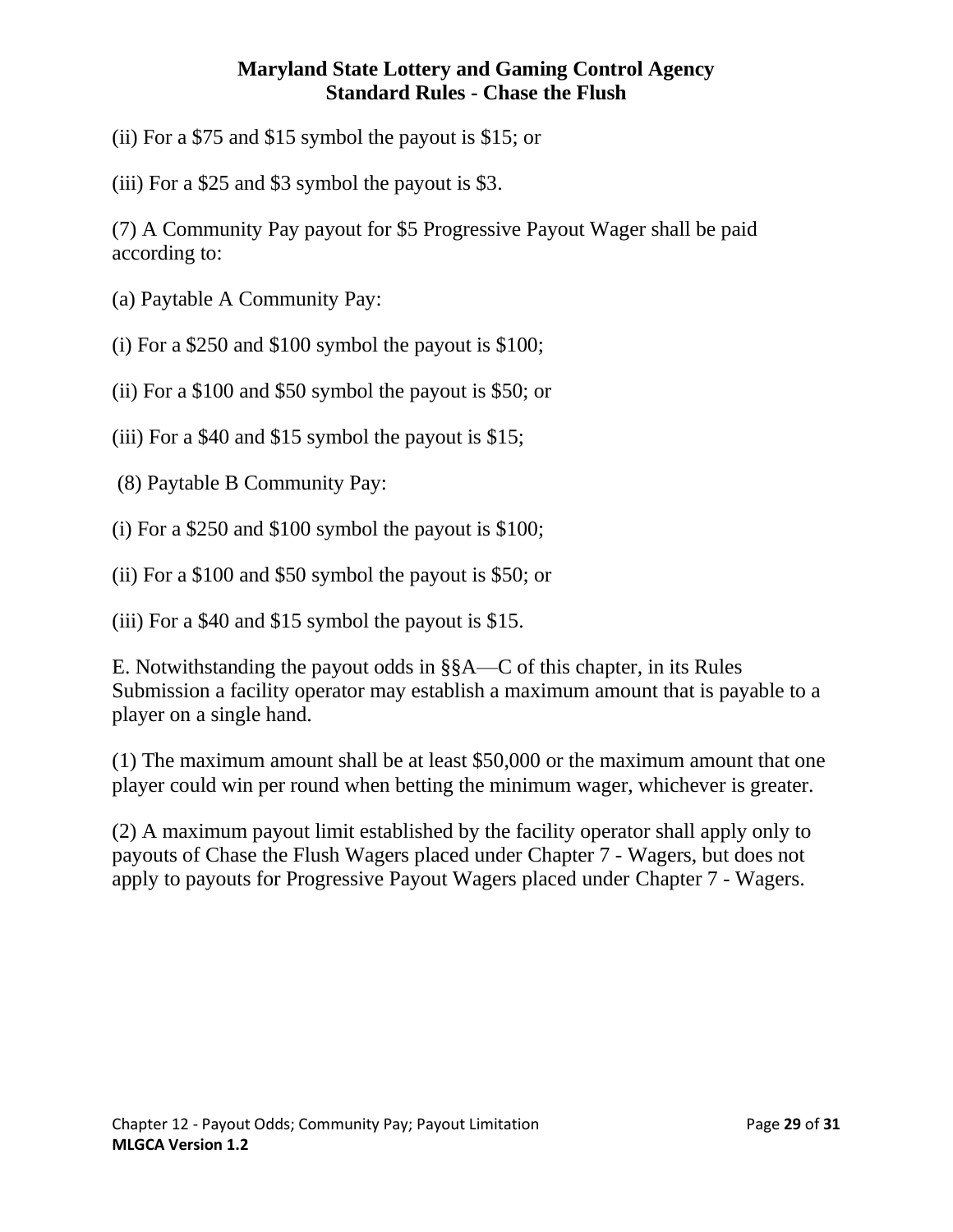(ii) For a $75 and $15 symbol the payout is $15; or

(iii) For a $25 and $3 symbol the payout is $3.

(7) A Community Pay payout for $5 Progressive Payout Wager shall be paid according to:

(a) Paytable A Community Pay:

(i) For a $250 and $100 symbol the payout is $100;

(ii) For a $100 and $50 symbol the payout is $50; or

(iii) For a $40 and $15 symbol the payout is $15;

(8) Paytable B Community Pay:

(i) For a $250 and $100 symbol the payout is $100;

(ii) For a $100 and $50 symbol the payout is $50; or

(iii) For a $40 and $15 symbol the payout is $15.

E. Notwithstanding the payout odds in §§A—C of this chapter, in its Rules Submission a facility operator may establish a maximum amount that is payable to a player on a single hand.

(1) The maximum amount shall be at least $50,000 or the maximum amount that one player could win per round when betting the minimum wager, whichever is greater.

(2) A maximum payout limit established by the facility operator shall apply only to payouts of Chase the Flush Wagers placed under Chapter 7 - Wagers, but does not apply to payouts for Progressive Payout Wagers placed under Chapter 7 - Wagers.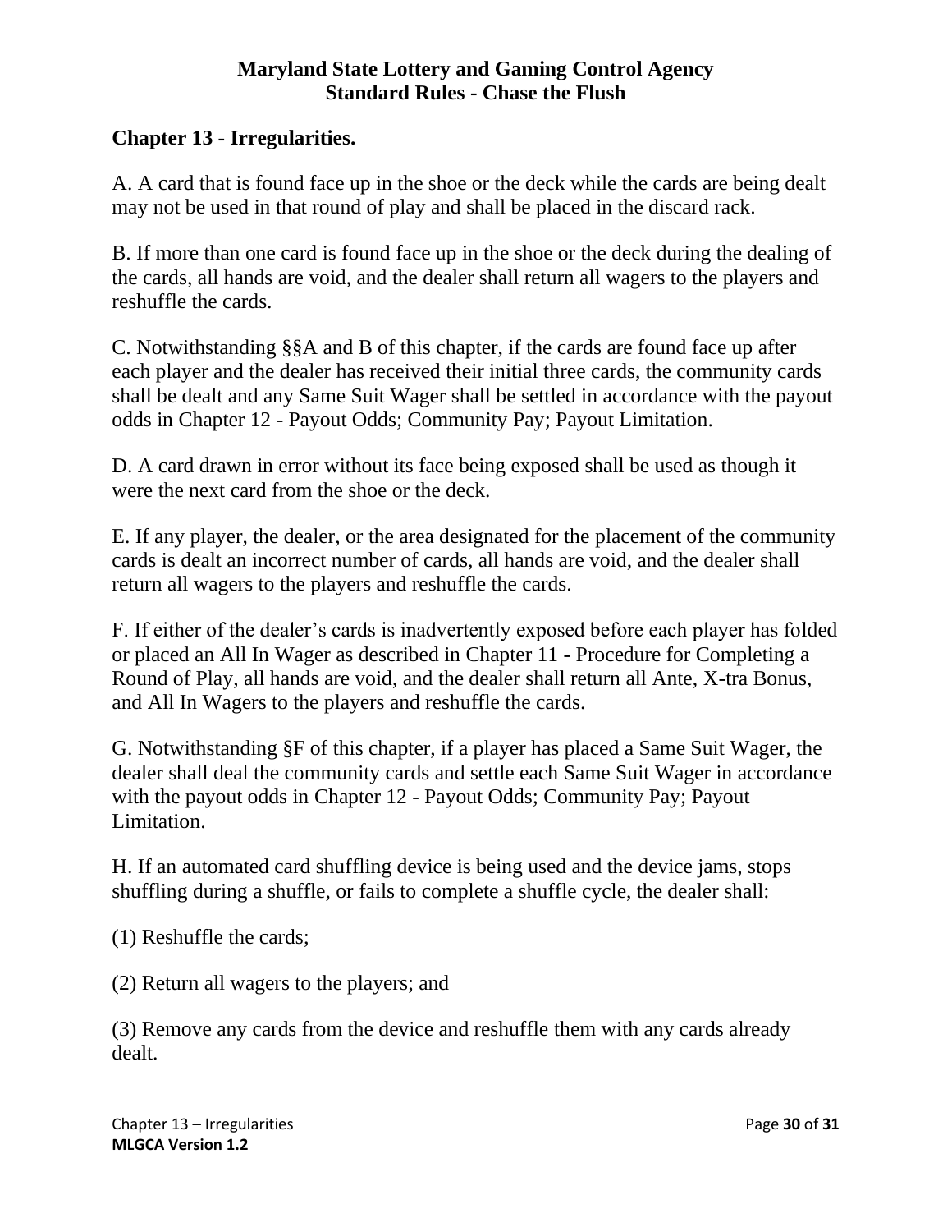## Chapter 13 - Irregularities.

A. A card that is found face up in the shoe or the deck while the cards are being dealt may not be used in that round of play and shall be placed in the discard rack.

B. If more than one card is found face up in the shoe or the deck during the dealing of the cards, all hands are void, and the dealer shall return all wagers to the players and reshuffle the cards.

C. Notwithstanding §§A and B of this chapter, if the cards are found face up after each player and the dealer has received their initial three cards, the community cards shall be dealt and any Same Suit Wager shall be settled in accordance with the payout odds in Chapter 12 - Payout Odds; Community Pay; Payout Limitation.

D. A card drawn in error without its face being exposed shall be used as though it were the next card from the shoe or the deck.

E. If any player, the dealer, or the area designated for the placement of the community cards is dealt an incorrect number of cards, all hands are void, and the dealer shall return all wagers to the players and reshuffle the cards.

F. If either of the dealer's cards is inadvertently exposed before each player has folded or placed an All In Wager as described in Chapter 11 - Procedure for Completing a Round of Play, all hands are void, and the dealer shall return all Ante, X-tra Bonus, and All In Wagers to the players and reshuffle the cards.

G. Notwithstanding §F of this chapter, if a player has placed a Same Suit Wager, the dealer shall deal the community cards and settle each Same Suit Wager in accordance with the payout odds in Chapter 12 - Payout Odds; Community Pay; Payout Limitation.

H. If an automated card shuffling device is being used and the device jams, stops shuffling during a shuffle, or fails to complete a shuffle cycle, the dealer shall:

(1) Reshuffle the cards;

(2) Return all wagers to the players; and

(3) Remove any cards from the device and reshuffle them with any cards already dealt.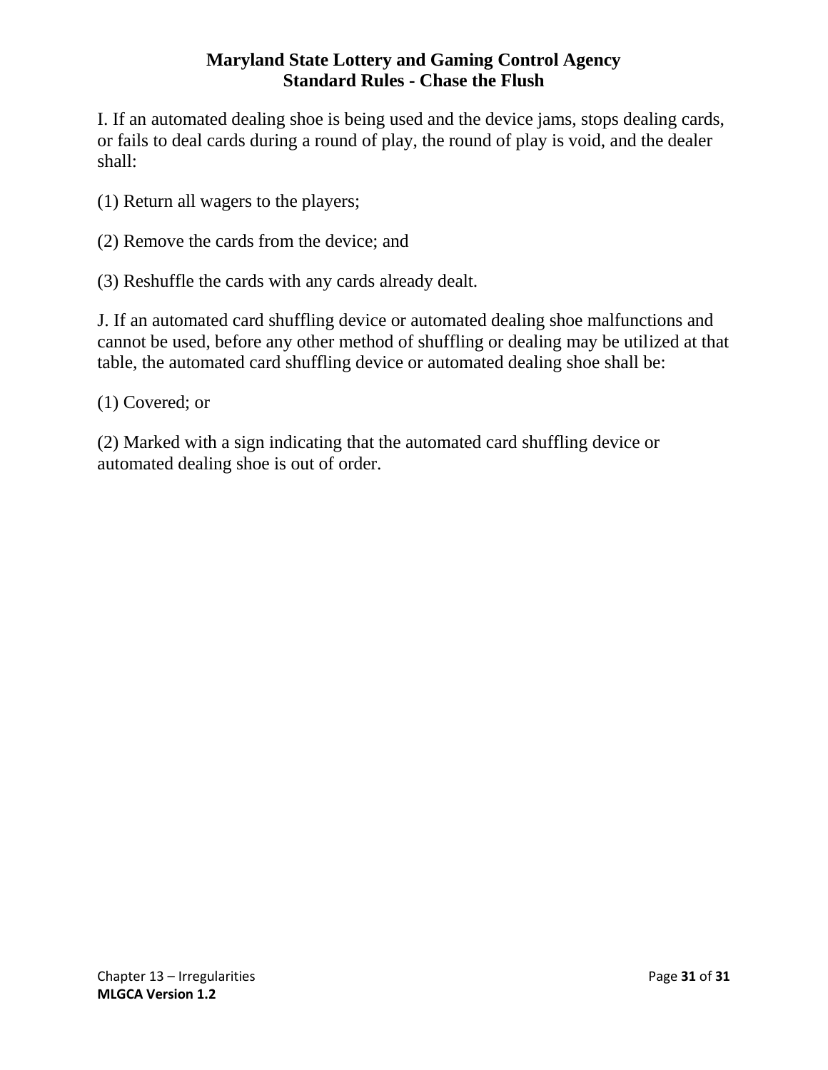I. If an automated dealing shoe is being used and the device jams, stops dealing cards, or fails to deal cards during a round of play, the round of play is void, and the dealer shall:

(1) Return all wagers to the players;

(2) Remove the cards from the device; and

(3) Reshuffle the cards with any cards already dealt.

J. If an automated card shuffling device or automated dealing shoe malfunctions and cannot be used, before any other method of shuffling or dealing may be utilized at that table, the automated card shuffling device or automated dealing shoe shall be:

(1) Covered; or

(2) Marked with a sign indicating that the automated card shuffling device or automated dealing shoe is out of order.